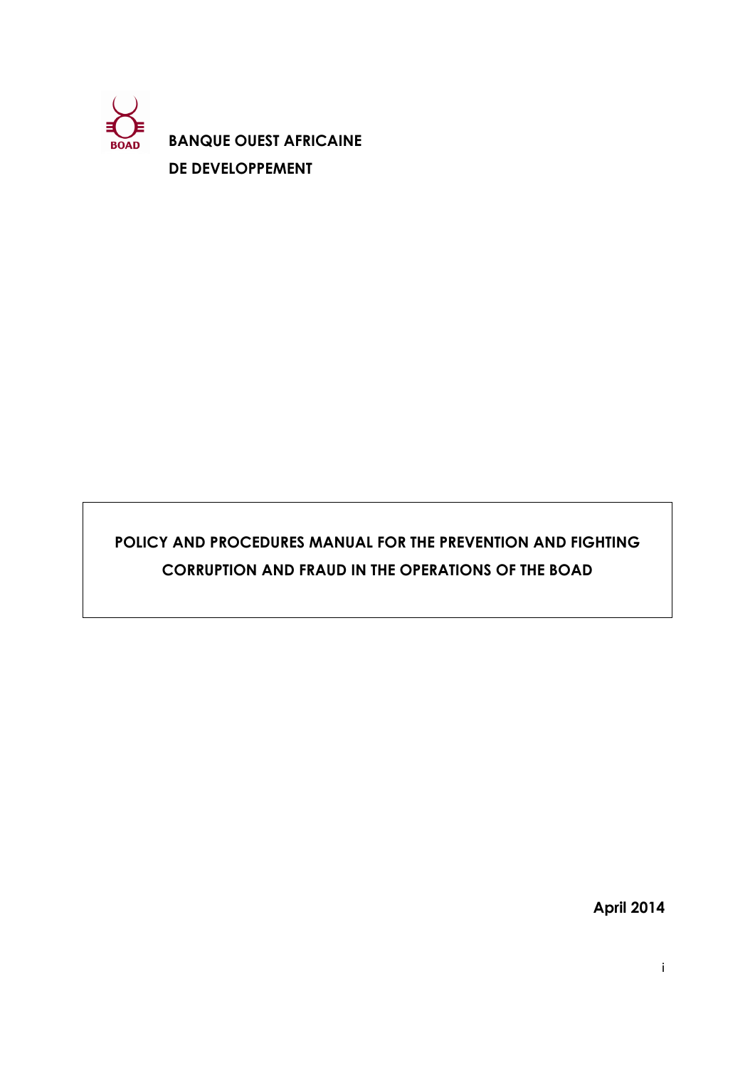BOAD

**BANQUE OUEST AFRICAINE**

**DE DEVELOPPEMENT**

# POLICY AND PROCEDURES MANUAL FOR THE PREVENTION AND FIGHTING CORRUPTION AND FRAUD IN THE OPERATIONS OF THE BOAD

**April 2014**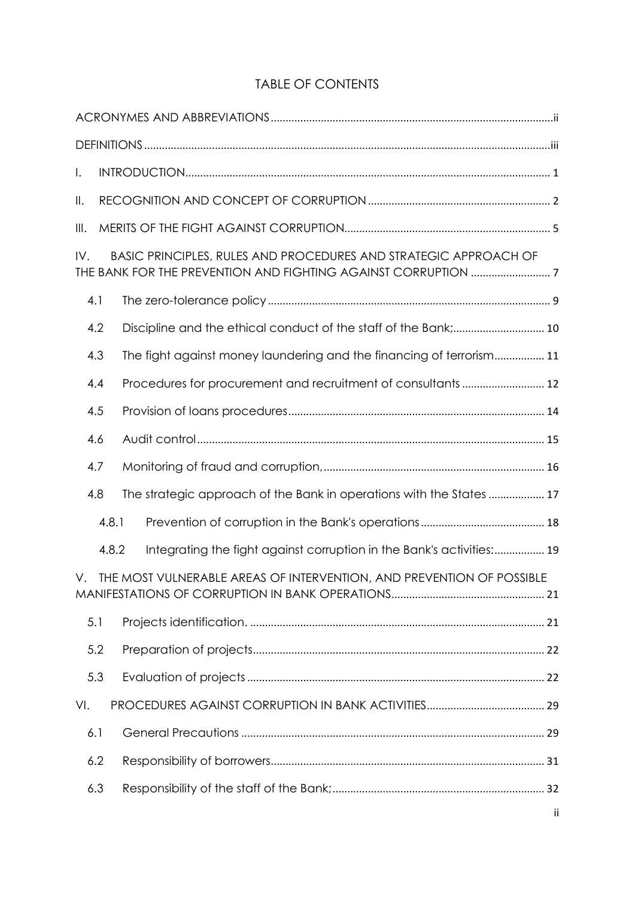# TABLE OF CONTENTS

ACRONYMES AND ABBREVIATIONS ..... ii

DEFINITIONS ..... iii

I. INTRODUCTION ..... 1

II. RECOGNITION AND CONCEPT OF CORRUPTION ..... 2

III. MERITS OF THE FIGHT AGAINST CORRUPTION ..... 5

IV. BASIC PRINCIPLES, RULES AND PROCEDURES AND STRATEGIC APPROACH OF THE BANK FOR THE PREVENTION AND FIGHTING AGAINST CORRUPTION ..... 7

- 4.1 The zero-tolerance policy ..... 9
- 4.2 Discipline and the ethical conduct of the staff of the Bank; ..... 10
- 4.3 The fight against money laundering and the financing of terrorism ..... 11
- 4.4 Procedures for procurement and recruitment of consultants ..... 12
- 4.5 Provision of loans procedures ..... 14
- 4.6 Audit control ..... 15
- 4.7 Monitoring of fraud and corruption, ..... 16
- 4.8 The strategic approach of the Bank in operations with the States ..... 17
  - 4.8.1 Prevention of corruption in the Bank's operations ..... 18
  - 4.8.2 Integrating the fight against corruption in the Bank's activities: ..... 19

V. THE MOST VULNERABLE AREAS OF INTERVENTION, AND PREVENTION OF POSSIBLE MANIFESTATIONS OF CORRUPTION IN BANK OPERATIONS ..... 21

- 5.1 Projects identification. ..... 21
- 5.2 Preparation of projects ..... 22
- 5.3 Evaluation of projects ..... 22

VI. PROCEDURES AGAINST CORRUPTION IN BANK ACTIVITIES ..... 29

- 6.1 General Precautions ..... 29
- 6.2 Responsibility of borrowers ..... 31
- 6.3 Responsibility of the staff of the Bank; ..... 32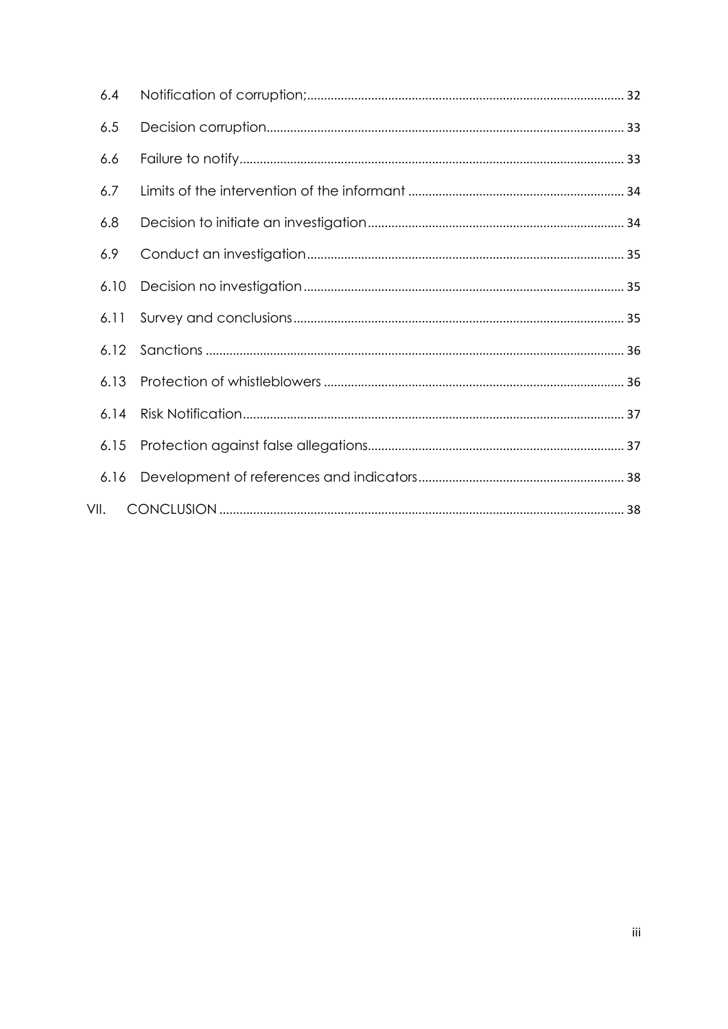| | | |
|---|---|---|
| 6.4 | Notification of corruption; | 32 |
| 6.5 | Decision corruption | 33 |
| 6.6 | Failure to notify | 33 |
| 6.7 | Limits of the intervention of the informant | 34 |
| 6.8 | Decision to initiate an investigation | 34 |
| 6.9 | Conduct an investigation | 35 |
| 6.10 | Decision no investigation | 35 |
| 6.11 | Survey and conclusions | 35 |
| 6.12 | Sanctions | 36 |
| 6.13 | Protection of whistleblowers | 36 |
| 6.14 | Risk Notification | 37 |
| 6.15 | Protection against false allegations | 37 |
| 6.16 | Development of references and indicators | 38 |
| VII. | CONCLUSION | 38 |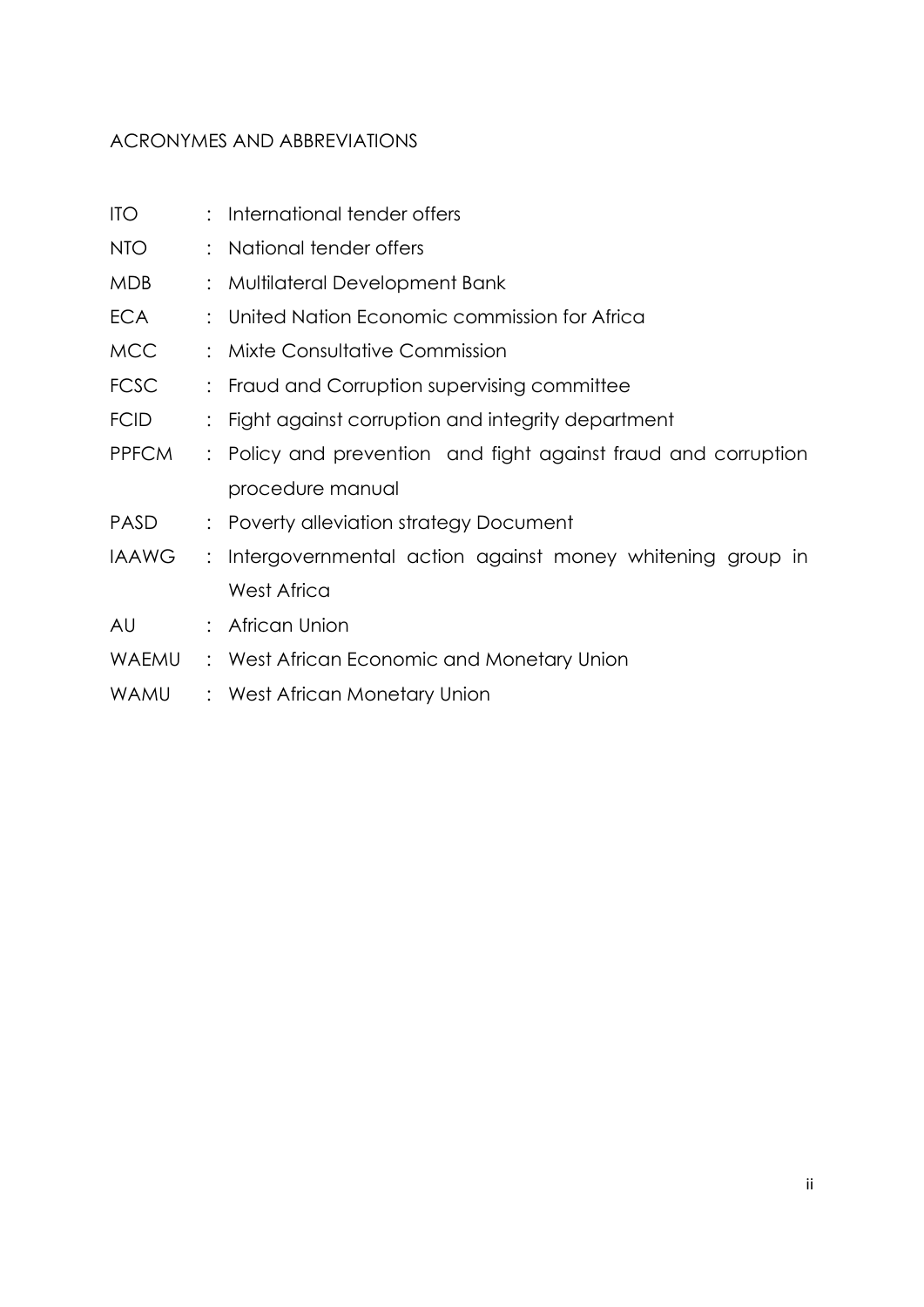## ACRONYMES AND ABBREVIATIONS

| | | |
|---|---|---|
| ITO | : | International tender offers |
| NTO | : | National tender offers |
| MDB | : | Multilateral Development Bank |
| ECA | : | United Nation Economic commission for Africa |
| MCC | : | Mixte Consultative Commission |
| FCSC | : | Fraud and Corruption supervising committee |
| FCID | : | Fight against corruption and integrity department |
| PPFCM | : | Policy and prevention and fight against fraud and corruption procedure manual |
| PASD | : | Poverty alleviation strategy Document |
| IAAWG | : | Intergovernmental action against money whitening group in West Africa |
| AU | : | African Union |
| WAEMU | : | West African Economic and Monetary Union |
| WAMU | : | West African Monetary Union |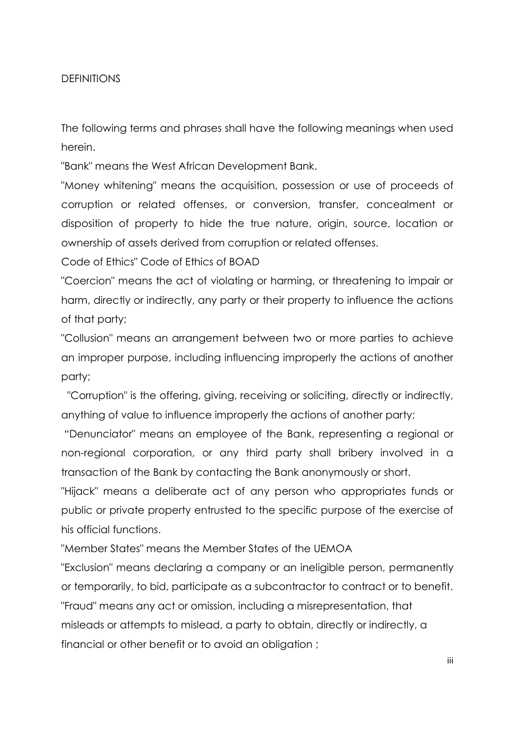DEFINITIONS

The following terms and phrases shall have the following meanings when used herein.

"Bank" means the West African Development Bank.

"Money whitening" means the acquisition, possession or use of proceeds of corruption or related offenses, or conversion, transfer, concealment or disposition of property to hide the true nature, origin, source, location or ownership of assets derived from corruption or related offenses.

Code of Ethics" Code of Ethics of BOAD

"Coercion" means the act of violating or harming, or threatening to impair or harm, directly or indirectly, any party or their property to influence the actions of that party;

"Collusion" means an arrangement between two or more parties to achieve an improper purpose, including influencing improperly the actions of another party;

"Corruption" is the offering, giving, receiving or soliciting, directly or indirectly, anything of value to influence improperly the actions of another party;

"Denunciator" means an employee of the Bank, representing a regional or non-regional corporation, or any third party shall bribery involved in a transaction of the Bank by contacting the Bank anonymously or short.

"Hijack" means a deliberate act of any person who appropriates funds or public or private property entrusted to the specific purpose of the exercise of his official functions.

"Member States" means the Member States of the UEMOA

"Exclusion" means declaring a company or an ineligible person, permanently or temporarily, to bid, participate as a subcontractor to contract or to benefit.

"Fraud" means any act or omission, including a misrepresentation, that misleads or attempts to mislead, a party to obtain, directly or indirectly, a financial or other benefit or to avoid an obligation ;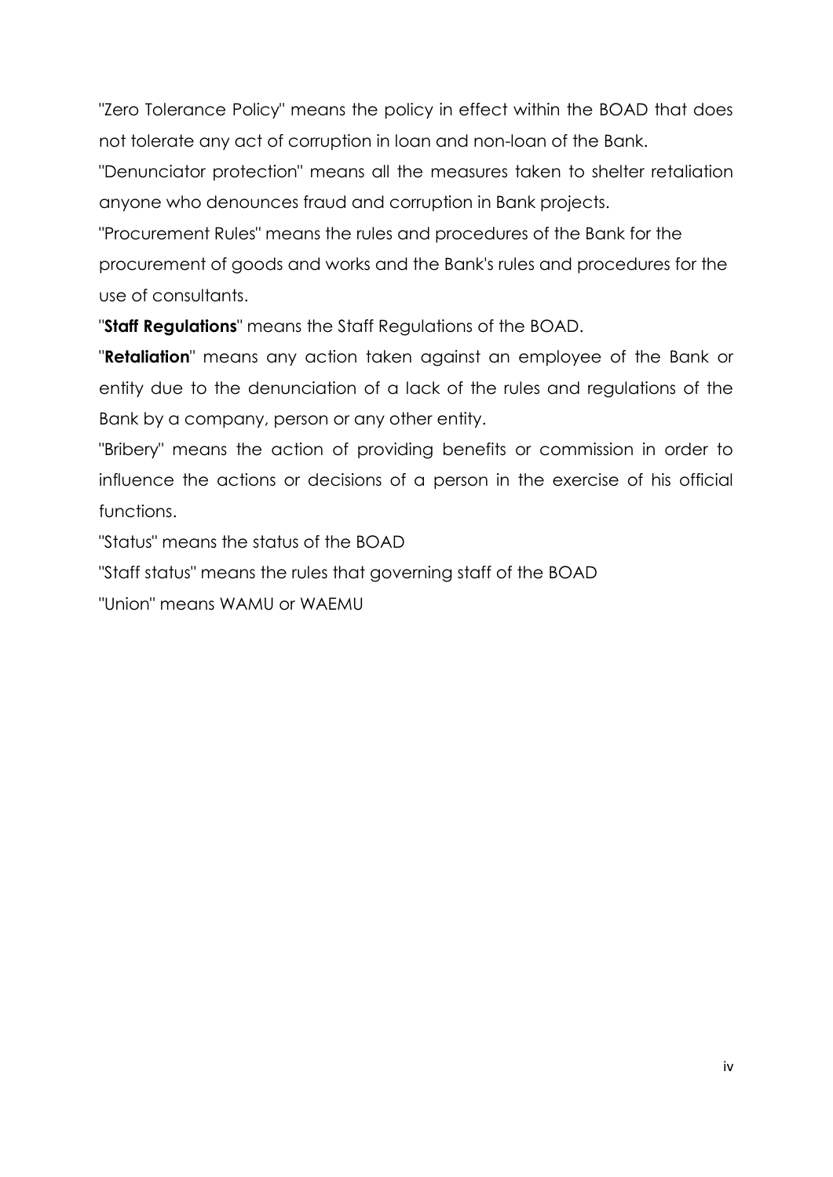"Zero Tolerance Policy" means the policy in effect within the BOAD that does not tolerate any act of corruption in loan and non-loan of the Bank.

"Denunciator protection" means all the measures taken to shelter retaliation anyone who denounces fraud and corruption in Bank projects.

"Procurement Rules" means the rules and procedures of the Bank for the procurement of goods and works and the Bank's rules and procedures for the use of consultants.

"**Staff Regulations**" means the Staff Regulations of the BOAD.

"**Retaliation**" means any action taken against an employee of the Bank or entity due to the denunciation of a lack of the rules and regulations of the Bank by a company, person or any other entity.

"Bribery" means the action of providing benefits or commission in order to influence the actions or decisions of a person in the exercise of his official functions.

"Status" means the status of the BOAD

"Staff status" means the rules that governing staff of the BOAD

"Union" means WAMU or WAEMU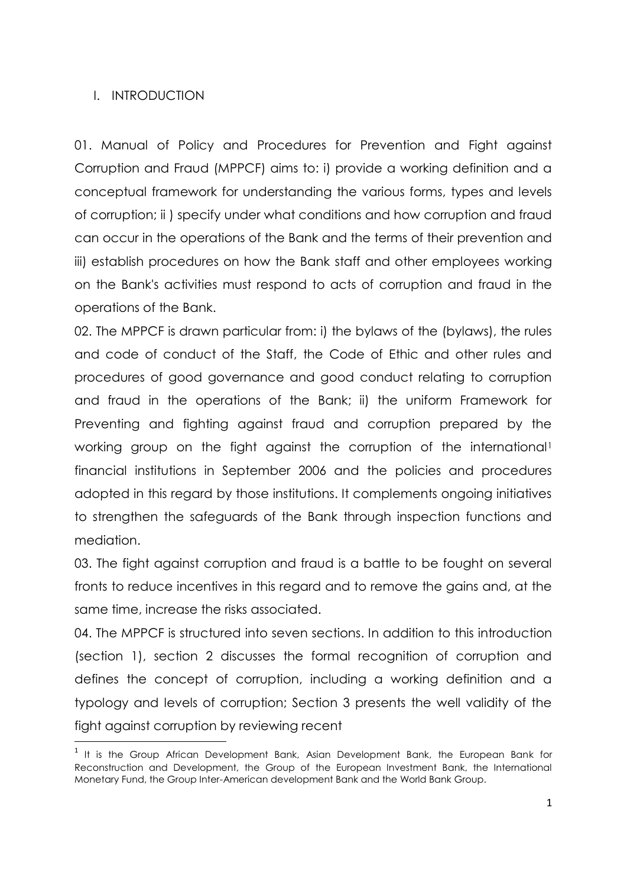## I. INTRODUCTION

01. Manual of Policy and Procedures for Prevention and Fight against Corruption and Fraud (MPPCF) aims to: i) provide a working definition and a conceptual framework for understanding the various forms, types and levels of corruption; ii ) specify under what conditions and how corruption and fraud can occur in the operations of the Bank and the terms of their prevention and iii) establish procedures on how the Bank staff and other employees working on the Bank's activities must respond to acts of corruption and fraud in the operations of the Bank.

02. The MPPCF is drawn particular from: i) the bylaws of the (bylaws), the rules and code of conduct of the Staff, the Code of Ethic and other rules and procedures of good governance and good conduct relating to corruption and fraud in the operations of the Bank; ii) the uniform Framework for Preventing and fighting against fraud and corruption prepared by the working group on the fight against the corruption of the international[1] financial institutions in September 2006 and the policies and procedures adopted in this regard by those institutions. It complements ongoing initiatives to strengthen the safeguards of the Bank through inspection functions and mediation.

03. The fight against corruption and fraud is a battle to be fought on several fronts to reduce incentives in this regard and to remove the gains and, at the same time, increase the risks associated.

04. The MPPCF is structured into seven sections. In addition to this introduction (section 1), section 2 discusses the formal recognition of corruption and defines the concept of corruption, including a working definition and a typology and levels of corruption; Section 3 presents the well validity of the fight against corruption by reviewing recent

[1] It is the Group African Development Bank, Asian Development Bank, the European Bank for Reconstruction and Development, the Group of the European Investment Bank, the International Monetary Fund, the Group Inter-American development Bank and the World Bank Group.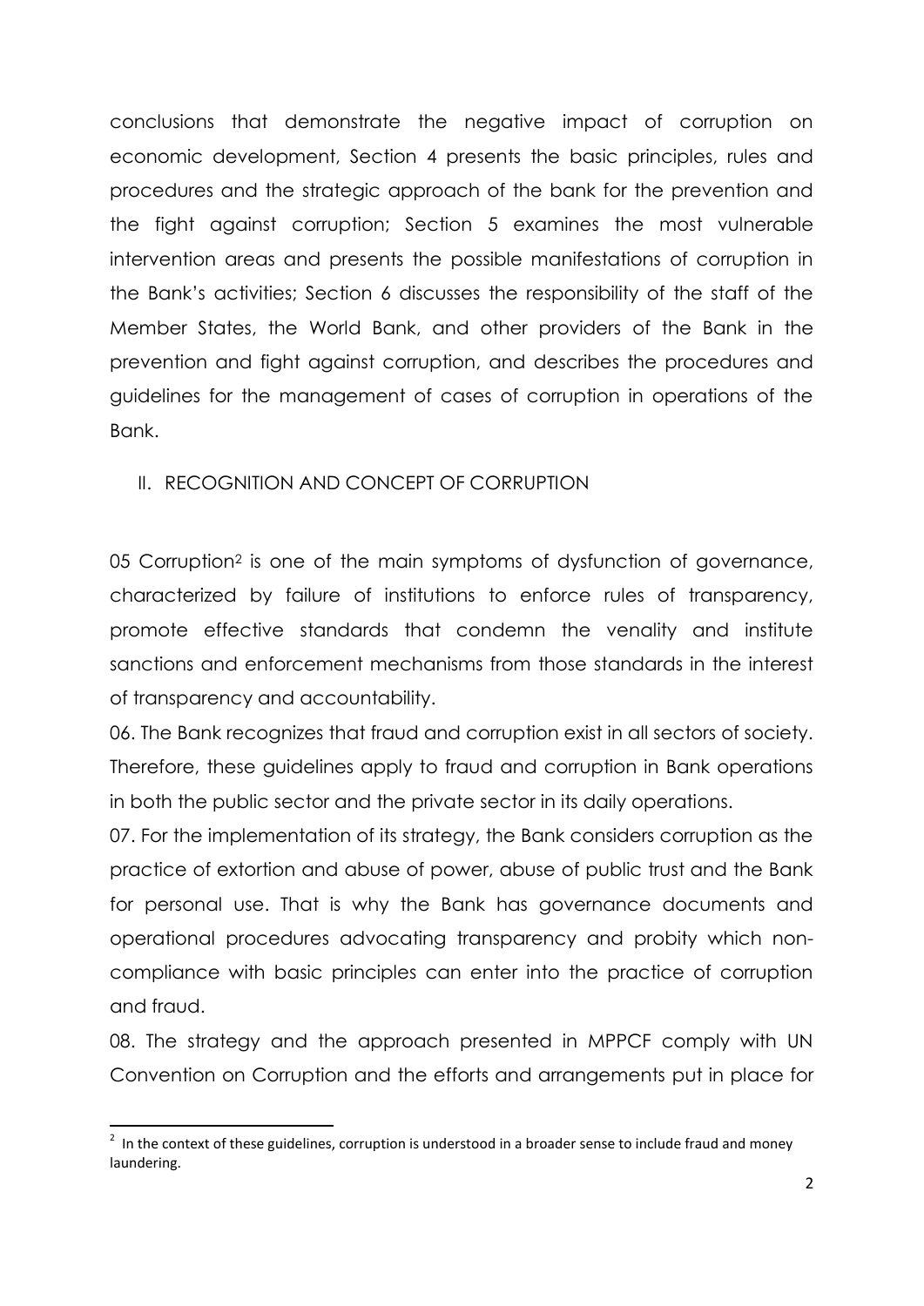conclusions that demonstrate the negative impact of corruption on economic development, Section 4 presents the basic principles, rules and procedures and the strategic approach of the bank for the prevention and the fight against corruption; Section 5 examines the most vulnerable intervention areas and presents the possible manifestations of corruption in the Bank's activities; Section 6 discusses the responsibility of the staff of the Member States, the World Bank, and other providers of the Bank in the prevention and fight against corruption, and describes the procedures and guidelines for the management of cases of corruption in operations of the Bank.

## II. RECOGNITION AND CONCEPT OF CORRUPTION

05 Corruption[2] is one of the main symptoms of dysfunction of governance, characterized by failure of institutions to enforce rules of transparency, promote effective standards that condemn the venality and institute sanctions and enforcement mechanisms from those standards in the interest of transparency and accountability.

06. The Bank recognizes that fraud and corruption exist in all sectors of society. Therefore, these guidelines apply to fraud and corruption in Bank operations in both the public sector and the private sector in its daily operations.

07. For the implementation of its strategy, the Bank considers corruption as the practice of extortion and abuse of power, abuse of public trust and the Bank for personal use. That is why the Bank has governance documents and operational procedures advocating transparency and probity which non-compliance with basic principles can enter into the practice of corruption and fraud.

08. The strategy and the approach presented in MPPCF comply with UN Convention on Corruption and the efforts and arrangements put in place for

[2] In the context of these guidelines, corruption is understood in a broader sense to include fraud and money laundering.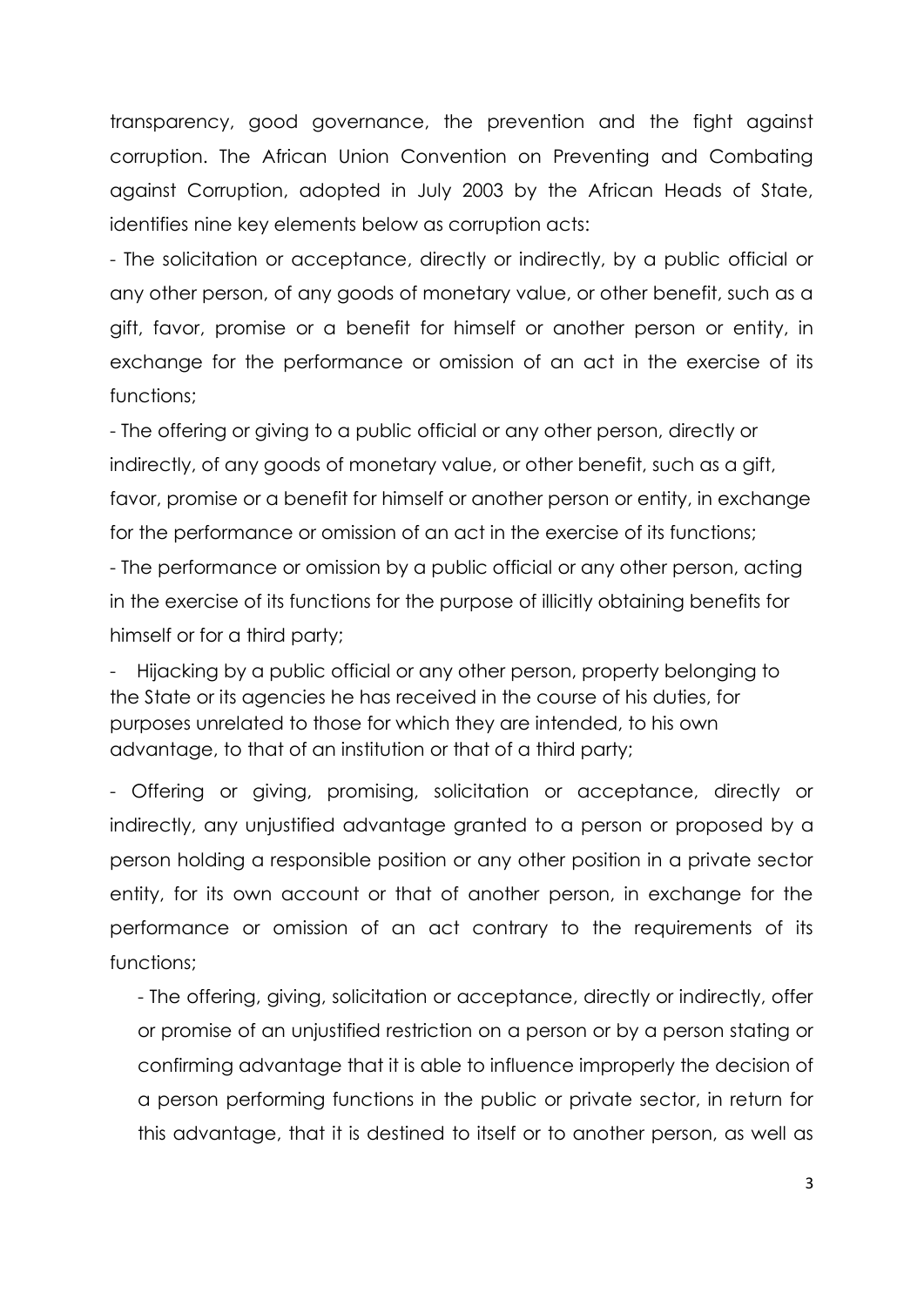transparency, good governance, the prevention and the fight against corruption. The African Union Convention on Preventing and Combating against Corruption, adopted in July 2003 by the African Heads of State, identifies nine key elements below as corruption acts:

- The solicitation or acceptance, directly or indirectly, by a public official or any other person, of any goods of monetary value, or other benefit, such as a gift, favor, promise or a benefit for himself or another person or entity, in exchange for the performance or omission of an act in the exercise of its functions;
- The offering or giving to a public official or any other person, directly or indirectly, of any goods of monetary value, or other benefit, such as a gift, favor, promise or a benefit for himself or another person or entity, in exchange for the performance or omission of an act in the exercise of its functions;
- The performance or omission by a public official or any other person, acting in the exercise of its functions for the purpose of illicitly obtaining benefits for himself or for a third party;
- Hijacking by a public official or any other person, property belonging to the State or its agencies he has received in the course of his duties, for purposes unrelated to those for which they are intended, to his own advantage, to that of an institution or that of a third party;
- Offering or giving, promising, solicitation or acceptance, directly or indirectly, any unjustified advantage granted to a person or proposed by a person holding a responsible position or any other position in a private sector entity, for its own account or that of another person, in exchange for the performance or omission of an act contrary to the requirements of its functions;
- The offering, giving, solicitation or acceptance, directly or indirectly, offer or promise of an unjustified restriction on a person or by a person stating or confirming advantage that it is able to influence improperly the decision of a person performing functions in the public or private sector, in return for this advantage, that it is destined to itself or to another person, as well as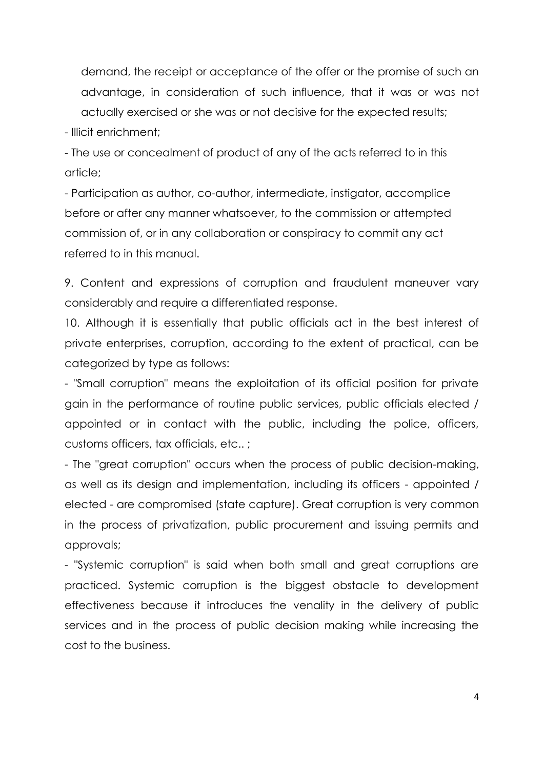demand, the receipt or acceptance of the offer or the promise of such an advantage, in consideration of such influence, that it was or was not actually exercised or she was or not decisive for the expected results;

- Illicit enrichment;
- The use or concealment of product of any of the acts referred to in this article;
- Participation as author, co-author, intermediate, instigator, accomplice before or after any manner whatsoever, to the commission or attempted commission of, or in any collaboration or conspiracy to commit any act referred to in this manual.

9. Content and expressions of corruption and fraudulent maneuver vary considerably and require a differentiated response.

10. Although it is essentially that public officials act in the best interest of private enterprises, corruption, according to the extent of practical, can be categorized by type as follows:

- "Small corruption" means the exploitation of its official position for private gain in the performance of routine public services, public officials elected / appointed or in contact with the public, including the police, officers, customs officers, tax officials, etc.. ;
- The "great corruption" occurs when the process of public decision-making, as well as its design and implementation, including its officers - appointed / elected - are compromised (state capture). Great corruption is very common in the process of privatization, public procurement and issuing permits and approvals;
- "Systemic corruption" is said when both small and great corruptions are practiced. Systemic corruption is the biggest obstacle to development effectiveness because it introduces the venality in the delivery of public services and in the process of public decision making while increasing the cost to the business.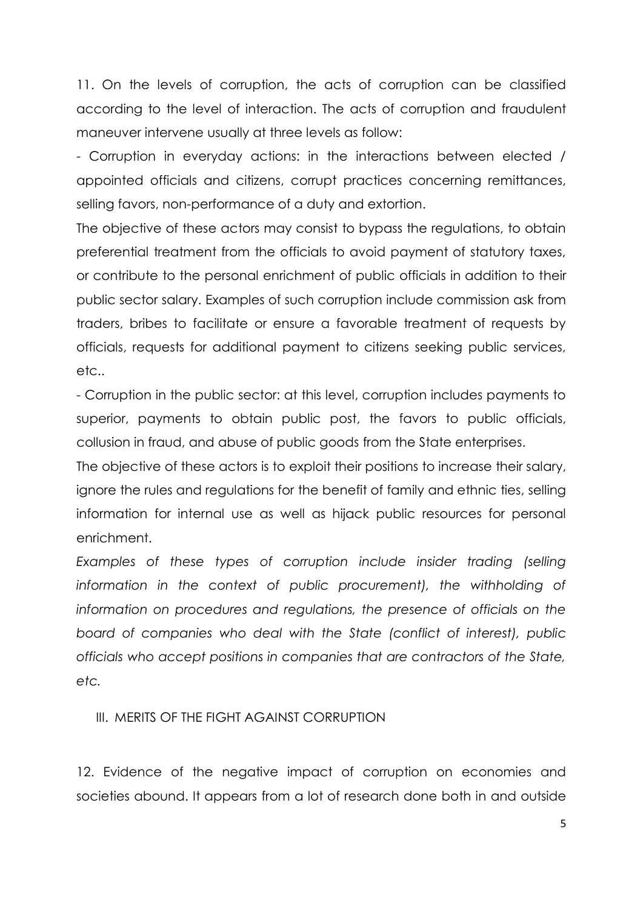11. On the levels of corruption, the acts of corruption can be classified according to the level of interaction. The acts of corruption and fraudulent maneuver intervene usually at three levels as follow:

- Corruption in everyday actions: in the interactions between elected / appointed officials and citizens, corrupt practices concerning remittances, selling favors, non-performance of a duty and extortion.

The objective of these actors may consist to bypass the regulations, to obtain preferential treatment from the officials to avoid payment of statutory taxes, or contribute to the personal enrichment of public officials in addition to their public sector salary. Examples of such corruption include commission ask from traders, bribes to facilitate or ensure a favorable treatment of requests by officials, requests for additional payment to citizens seeking public services, etc..

- Corruption in the public sector: at this level, corruption includes payments to superior, payments to obtain public post, the favors to public officials, collusion in fraud, and abuse of public goods from the State enterprises.

The objective of these actors is to exploit their positions to increase their salary, ignore the rules and regulations for the benefit of family and ethnic ties, selling information for internal use as well as hijack public resources for personal enrichment.

*Examples of these types of corruption include insider trading (selling information in the context of public procurement), the withholding of information on procedures and regulations, the presence of officials on the board of companies who deal with the State (conflict of interest), public officials who accept positions in companies that are contractors of the State, etc.*

## III. MERITS OF THE FIGHT AGAINST CORRUPTION

12. Evidence of the negative impact of corruption on economies and societies abound. It appears from a lot of research done both in and outside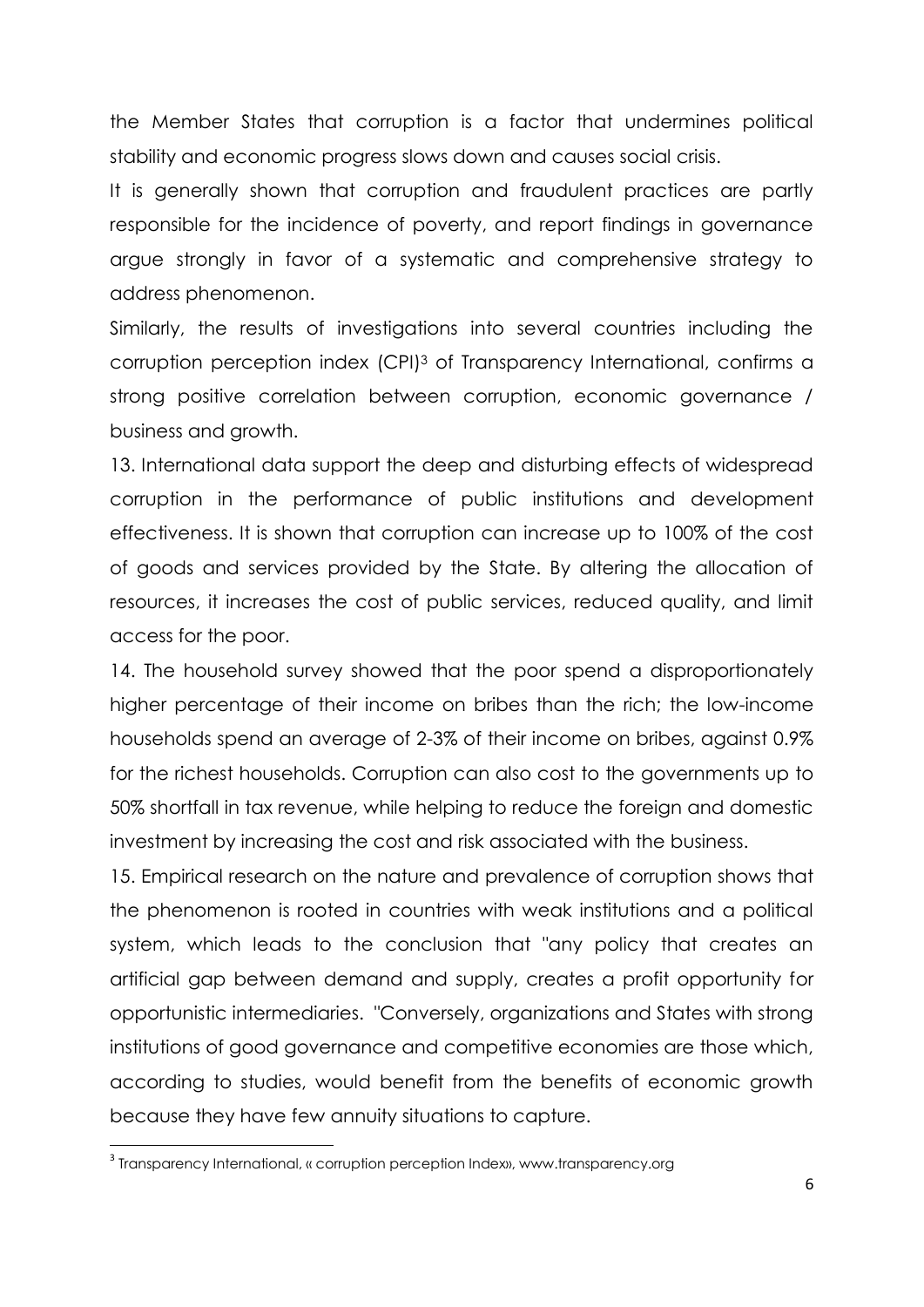the Member States that corruption is a factor that undermines political stability and economic progress slows down and causes social crisis.

It is generally shown that corruption and fraudulent practices are partly responsible for the incidence of poverty, and report findings in governance argue strongly in favor of a systematic and comprehensive strategy to address phenomenon.

Similarly, the results of investigations into several countries including the corruption perception index (CPI)[3] of Transparency International, confirms a strong positive correlation between corruption, economic governance / business and growth.

13. International data support the deep and disturbing effects of widespread corruption in the performance of public institutions and development effectiveness. It is shown that corruption can increase up to 100% of the cost of goods and services provided by the State. By altering the allocation of resources, it increases the cost of public services, reduced quality, and limit access for the poor.

14. The household survey showed that the poor spend a disproportionately higher percentage of their income on bribes than the rich; the low-income households spend an average of 2-3% of their income on bribes, against 0.9% for the richest households. Corruption can also cost to the governments up to 50% shortfall in tax revenue, while helping to reduce the foreign and domestic investment by increasing the cost and risk associated with the business.

15. Empirical research on the nature and prevalence of corruption shows that the phenomenon is rooted in countries with weak institutions and a political system, which leads to the conclusion that "any policy that creates an artificial gap between demand and supply, creates a profit opportunity for opportunistic intermediaries. "Conversely, organizations and States with strong institutions of good governance and competitive economies are those which, according to studies, would benefit from the benefits of economic growth because they have few annuity situations to capture.

---

[3] Transparency International, « corruption perception Index», www.transparency.org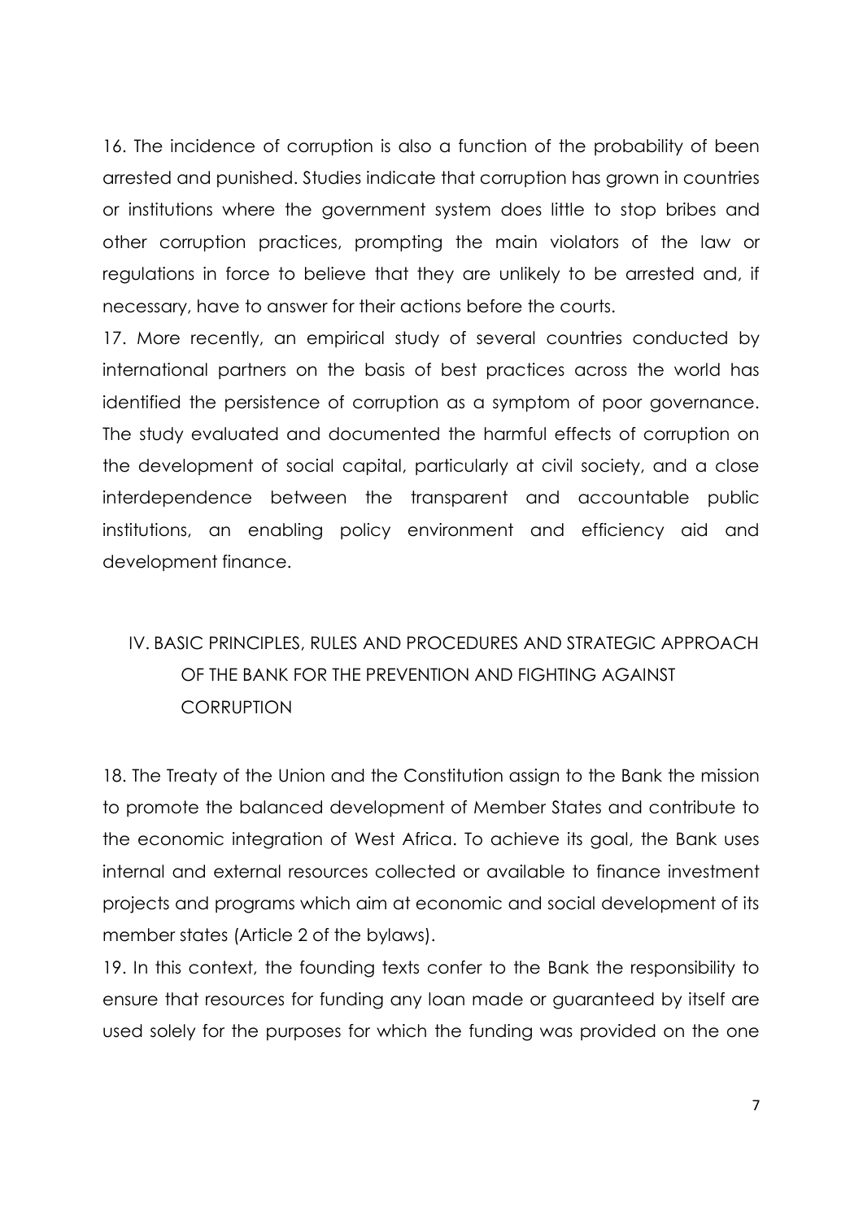16. The incidence of corruption is also a function of the probability of been arrested and punished. Studies indicate that corruption has grown in countries or institutions where the government system does little to stop bribes and other corruption practices, prompting the main violators of the law or regulations in force to believe that they are unlikely to be arrested and, if necessary, have to answer for their actions before the courts.

17. More recently, an empirical study of several countries conducted by international partners on the basis of best practices across the world has identified the persistence of corruption as a symptom of poor governance. The study evaluated and documented the harmful effects of corruption on the development of social capital, particularly at civil society, and a close interdependence between the transparent and accountable public institutions, an enabling policy environment and efficiency aid and development finance.

## IV. BASIC PRINCIPLES, RULES AND PROCEDURES AND STRATEGIC APPROACH OF THE BANK FOR THE PREVENTION AND FIGHTING AGAINST CORRUPTION

18. The Treaty of the Union and the Constitution assign to the Bank the mission to promote the balanced development of Member States and contribute to the economic integration of West Africa. To achieve its goal, the Bank uses internal and external resources collected or available to finance investment projects and programs which aim at economic and social development of its member states (Article 2 of the bylaws).

19. In this context, the founding texts confer to the Bank the responsibility to ensure that resources for funding any loan made or guaranteed by itself are used solely for the purposes for which the funding was provided on the one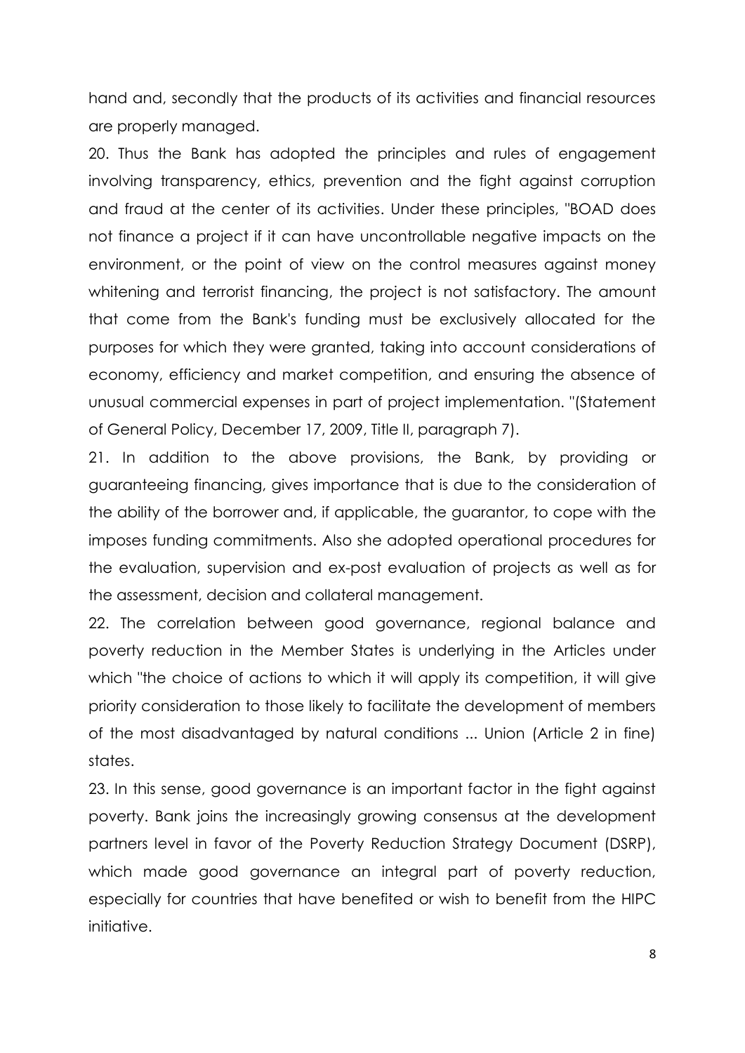hand and, secondly that the products of its activities and financial resources are properly managed.

20. Thus the Bank has adopted the principles and rules of engagement involving transparency, ethics, prevention and the fight against corruption and fraud at the center of its activities. Under these principles, "BOAD does not finance a project if it can have uncontrollable negative impacts on the environment, or the point of view on the control measures against money whitening and terrorist financing, the project is not satisfactory. The amount that come from the Bank's funding must be exclusively allocated for the purposes for which they were granted, taking into account considerations of economy, efficiency and market competition, and ensuring the absence of unusual commercial expenses in part of project implementation. "(Statement of General Policy, December 17, 2009, Title II, paragraph 7).

21. In addition to the above provisions, the Bank, by providing or guaranteeing financing, gives importance that is due to the consideration of the ability of the borrower and, if applicable, the guarantor, to cope with the imposes funding commitments. Also she adopted operational procedures for the evaluation, supervision and ex-post evaluation of projects as well as for the assessment, decision and collateral management.

22. The correlation between good governance, regional balance and poverty reduction in the Member States is underlying in the Articles under which "the choice of actions to which it will apply its competition, it will give priority consideration to those likely to facilitate the development of members of the most disadvantaged by natural conditions ... Union (Article 2 in fine) states.

23. In this sense, good governance is an important factor in the fight against poverty. Bank joins the increasingly growing consensus at the development partners level in favor of the Poverty Reduction Strategy Document (DSRP), which made good governance an integral part of poverty reduction, especially for countries that have benefited or wish to benefit from the HIPC initiative.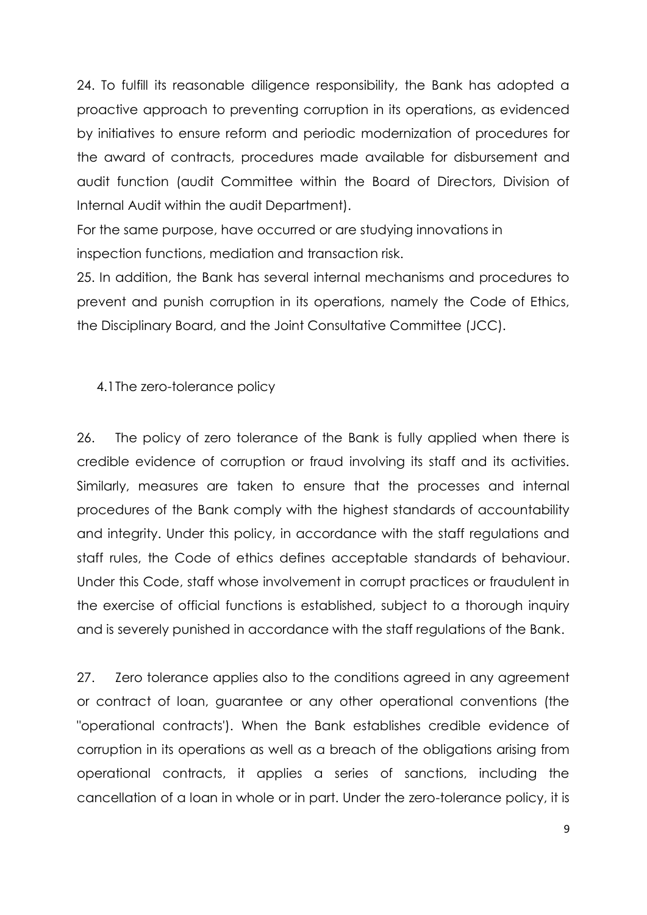24. To fulfill its reasonable diligence responsibility, the Bank has adopted a proactive approach to preventing corruption in its operations, as evidenced by initiatives to ensure reform and periodic modernization of procedures for the award of contracts, procedures made available for disbursement and audit function (audit Committee within the Board of Directors, Division of Internal Audit within the audit Department).

For the same purpose, have occurred or are studying innovations in inspection functions, mediation and transaction risk.

25. In addition, the Bank has several internal mechanisms and procedures to prevent and punish corruption in its operations, namely the Code of Ethics, the Disciplinary Board, and the Joint Consultative Committee (JCC).

### 4.1 The zero-tolerance policy

26. The policy of zero tolerance of the Bank is fully applied when there is credible evidence of corruption or fraud involving its staff and its activities. Similarly, measures are taken to ensure that the processes and internal procedures of the Bank comply with the highest standards of accountability and integrity. Under this policy, in accordance with the staff regulations and staff rules, the Code of ethics defines acceptable standards of behaviour. Under this Code, staff whose involvement in corrupt practices or fraudulent in the exercise of official functions is established, subject to a thorough inquiry and is severely punished in accordance with the staff regulations of the Bank.

27. Zero tolerance applies also to the conditions agreed in any agreement or contract of loan, guarantee or any other operational conventions (the "operational contracts'). When the Bank establishes credible evidence of corruption in its operations as well as a breach of the obligations arising from operational contracts, it applies a series of sanctions, including the cancellation of a loan in whole or in part. Under the zero-tolerance policy, it is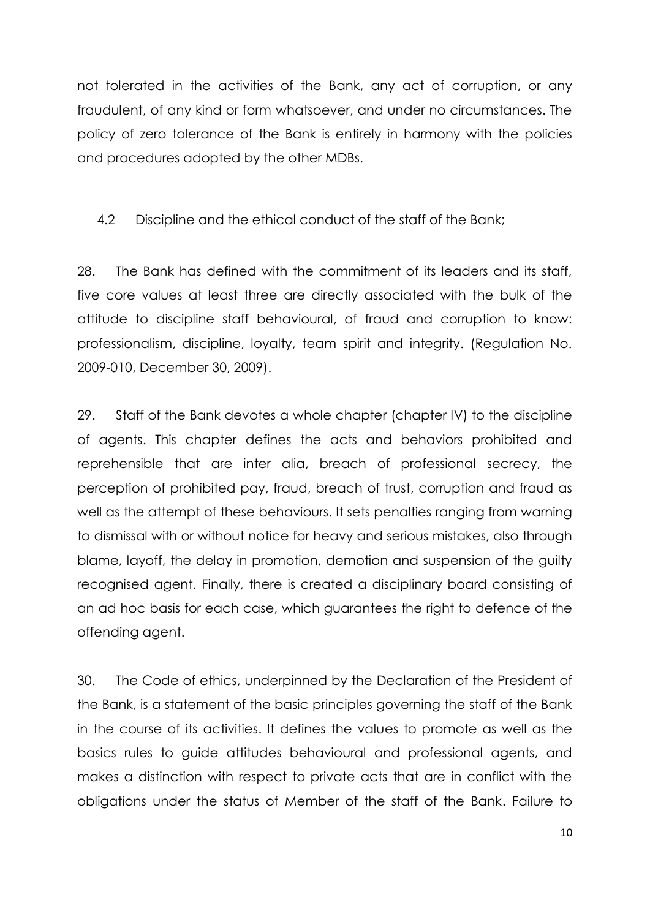not tolerated in the activities of the Bank, any act of corruption, or any fraudulent, of any kind or form whatsoever, and under no circumstances. The policy of zero tolerance of the Bank is entirely in harmony with the policies and procedures adopted by the other MDBs.

### 4.2 Discipline and the ethical conduct of the staff of the Bank;

28. The Bank has defined with the commitment of its leaders and its staff, five core values at least three are directly associated with the bulk of the attitude to discipline staff behavioural, of fraud and corruption to know: professionalism, discipline, loyalty, team spirit and integrity. (Regulation No. 2009-010, December 30, 2009).

29. Staff of the Bank devotes a whole chapter (chapter IV) to the discipline of agents. This chapter defines the acts and behaviors prohibited and reprehensible that are inter alia, breach of professional secrecy, the perception of prohibited pay, fraud, breach of trust, corruption and fraud as well as the attempt of these behaviours. It sets penalties ranging from warning to dismissal with or without notice for heavy and serious mistakes, also through blame, layoff, the delay in promotion, demotion and suspension of the guilty recognised agent. Finally, there is created a disciplinary board consisting of an ad hoc basis for each case, which guarantees the right to defence of the offending agent.

30. The Code of ethics, underpinned by the Declaration of the President of the Bank, is a statement of the basic principles governing the staff of the Bank in the course of its activities. It defines the values to promote as well as the basics rules to guide attitudes behavioural and professional agents, and makes a distinction with respect to private acts that are in conflict with the obligations under the status of Member of the staff of the Bank. Failure to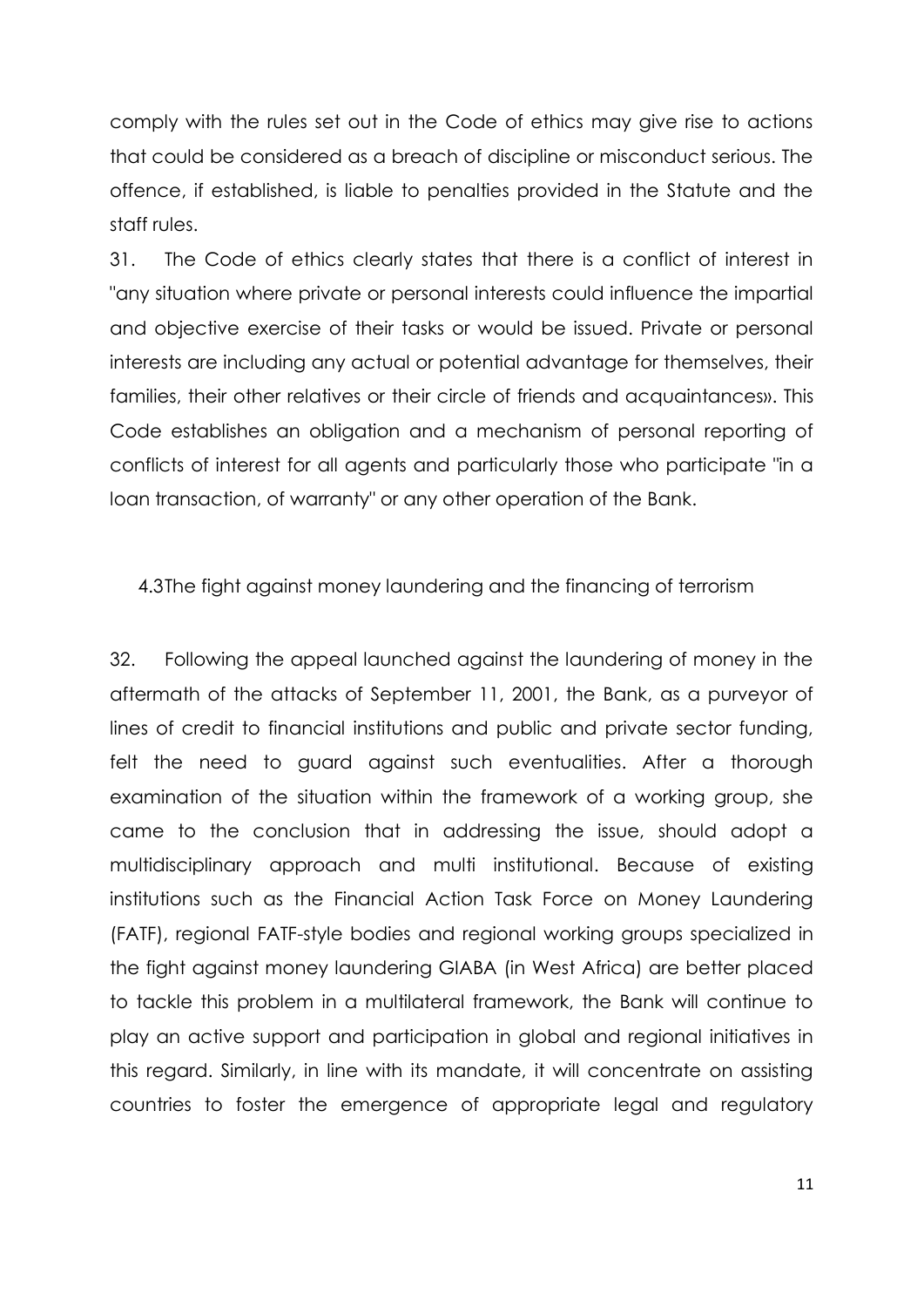comply with the rules set out in the Code of ethics may give rise to actions that could be considered as a breach of discipline or misconduct serious. The offence, if established, is liable to penalties provided in the Statute and the staff rules.

31. The Code of ethics clearly states that there is a conflict of interest in "any situation where private or personal interests could influence the impartial and objective exercise of their tasks or would be issued. Private or personal interests are including any actual or potential advantage for themselves, their families, their other relatives or their circle of friends and acquaintances». This Code establishes an obligation and a mechanism of personal reporting of conflicts of interest for all agents and particularly those who participate "in a loan transaction, of warranty" or any other operation of the Bank.

### 4.3The fight against money laundering and the financing of terrorism

32. Following the appeal launched against the laundering of money in the aftermath of the attacks of September 11, 2001, the Bank, as a purveyor of lines of credit to financial institutions and public and private sector funding, felt the need to guard against such eventualities. After a thorough examination of the situation within the framework of a working group, she came to the conclusion that in addressing the issue, should adopt a multidisciplinary approach and multi institutional. Because of existing institutions such as the Financial Action Task Force on Money Laundering (FATF), regional FATF-style bodies and regional working groups specialized in the fight against money laundering GIABA (in West Africa) are better placed to tackle this problem in a multilateral framework, the Bank will continue to play an active support and participation in global and regional initiatives in this regard. Similarly, in line with its mandate, it will concentrate on assisting countries to foster the emergence of appropriate legal and regulatory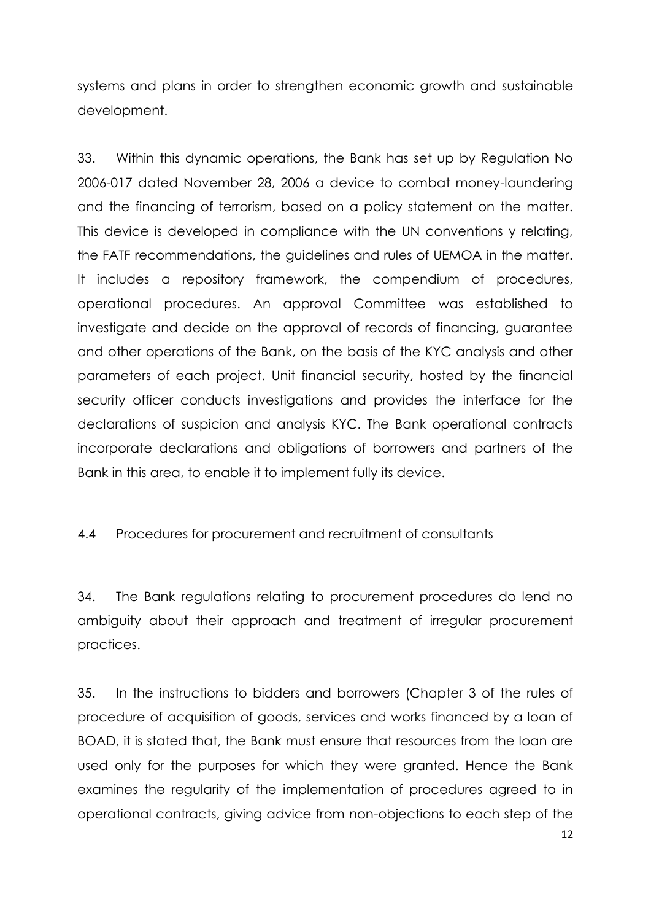systems and plans in order to strengthen economic growth and sustainable development.

33. Within this dynamic operations, the Bank has set up by Regulation No 2006-017 dated November 28, 2006 a device to combat money-laundering and the financing of terrorism, based on a policy statement on the matter. This device is developed in compliance with the UN conventions y relating, the FATF recommendations, the guidelines and rules of UEMOA in the matter. It includes a repository framework, the compendium of procedures, operational procedures. An approval Committee was established to investigate and decide on the approval of records of financing, guarantee and other operations of the Bank, on the basis of the KYC analysis and other parameters of each project. Unit financial security, hosted by the financial security officer conducts investigations and provides the interface for the declarations of suspicion and analysis KYC. The Bank operational contracts incorporate declarations and obligations of borrowers and partners of the Bank in this area, to enable it to implement fully its device.

### 4.4 Procedures for procurement and recruitment of consultants

34. The Bank regulations relating to procurement procedures do lend no ambiguity about their approach and treatment of irregular procurement practices.

35. In the instructions to bidders and borrowers (Chapter 3 of the rules of procedure of acquisition of goods, services and works financed by a loan of BOAD, it is stated that, the Bank must ensure that resources from the loan are used only for the purposes for which they were granted. Hence the Bank examines the regularity of the implementation of procedures agreed to in operational contracts, giving advice from non-objections to each step of the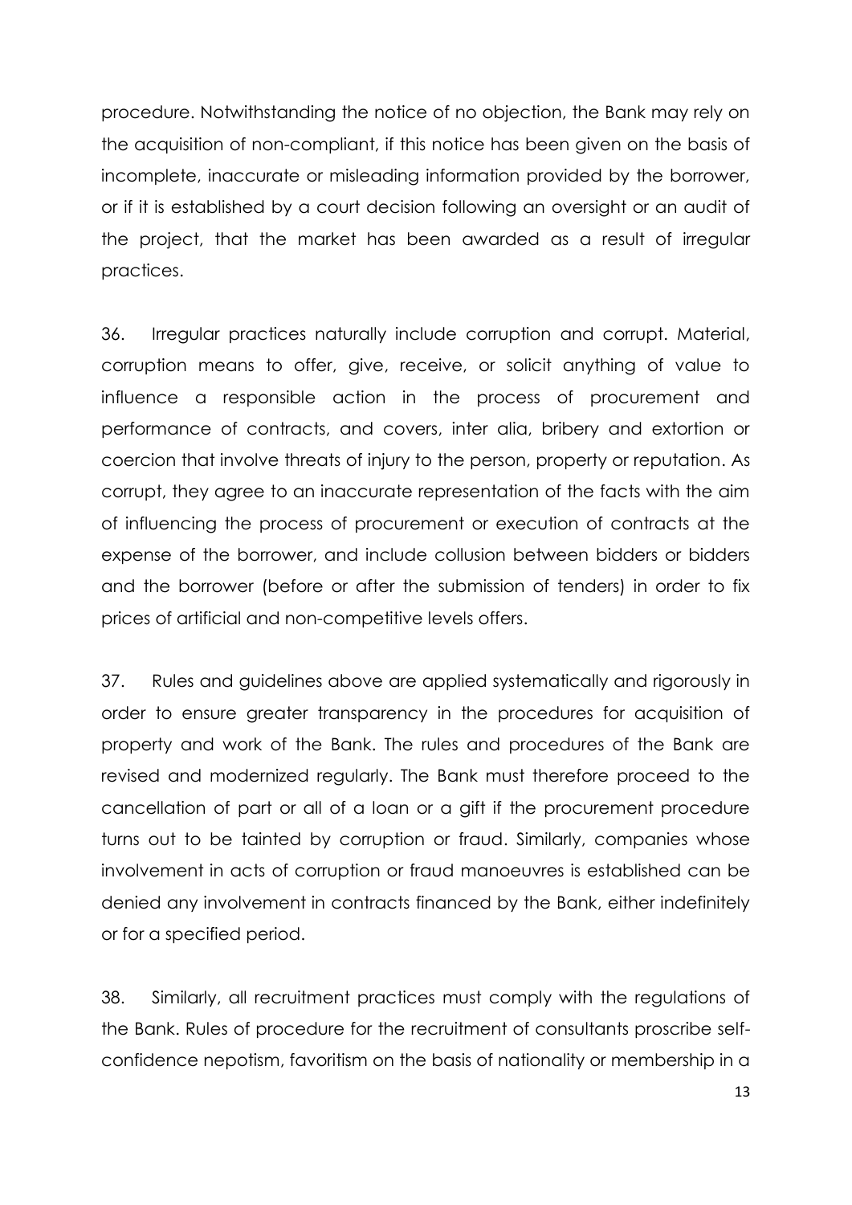procedure. Notwithstanding the notice of no objection, the Bank may rely on the acquisition of non-compliant, if this notice has been given on the basis of incomplete, inaccurate or misleading information provided by the borrower, or if it is established by a court decision following an oversight or an audit of the project, that the market has been awarded as a result of irregular practices.

36. Irregular practices naturally include corruption and corrupt. Material, corruption means to offer, give, receive, or solicit anything of value to influence a responsible action in the process of procurement and performance of contracts, and covers, inter alia, bribery and extortion or coercion that involve threats of injury to the person, property or reputation. As corrupt, they agree to an inaccurate representation of the facts with the aim of influencing the process of procurement or execution of contracts at the expense of the borrower, and include collusion between bidders or bidders and the borrower (before or after the submission of tenders) in order to fix prices of artificial and non-competitive levels offers.

37. Rules and guidelines above are applied systematically and rigorously in order to ensure greater transparency in the procedures for acquisition of property and work of the Bank. The rules and procedures of the Bank are revised and modernized regularly. The Bank must therefore proceed to the cancellation of part or all of a loan or a gift if the procurement procedure turns out to be tainted by corruption or fraud. Similarly, companies whose involvement in acts of corruption or fraud manoeuvres is established can be denied any involvement in contracts financed by the Bank, either indefinitely or for a specified period.

38. Similarly, all recruitment practices must comply with the regulations of the Bank. Rules of procedure for the recruitment of consultants proscribe self-confidence nepotism, favoritism on the basis of nationality or membership in a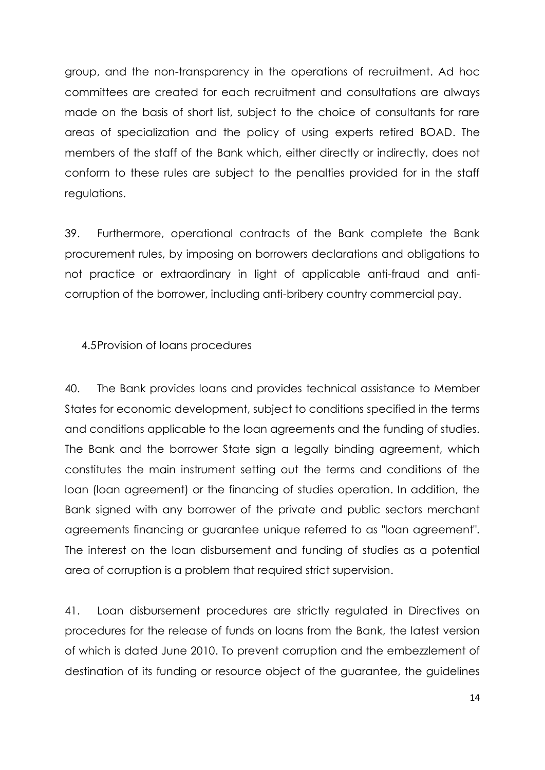group, and the non-transparency in the operations of recruitment. Ad hoc committees are created for each recruitment and consultations are always made on the basis of short list, subject to the choice of consultants for rare areas of specialization and the policy of using experts retired BOAD. The members of the staff of the Bank which, either directly or indirectly, does not conform to these rules are subject to the penalties provided for in the staff regulations.

39. Furthermore, operational contracts of the Bank complete the Bank procurement rules, by imposing on borrowers declarations and obligations to not practice or extraordinary in light of applicable anti-fraud and anti-corruption of the borrower, including anti-bribery country commercial pay.

### 4.5Provision of loans procedures

40. The Bank provides loans and provides technical assistance to Member States for economic development, subject to conditions specified in the terms and conditions applicable to the loan agreements and the funding of studies. The Bank and the borrower State sign a legally binding agreement, which constitutes the main instrument setting out the terms and conditions of the loan (loan agreement) or the financing of studies operation. In addition, the Bank signed with any borrower of the private and public sectors merchant agreements financing or guarantee unique referred to as "loan agreement". The interest on the loan disbursement and funding of studies as a potential area of corruption is a problem that required strict supervision.

41. Loan disbursement procedures are strictly regulated in Directives on procedures for the release of funds on loans from the Bank, the latest version of which is dated June 2010. To prevent corruption and the embezzlement of destination of its funding or resource object of the guarantee, the guidelines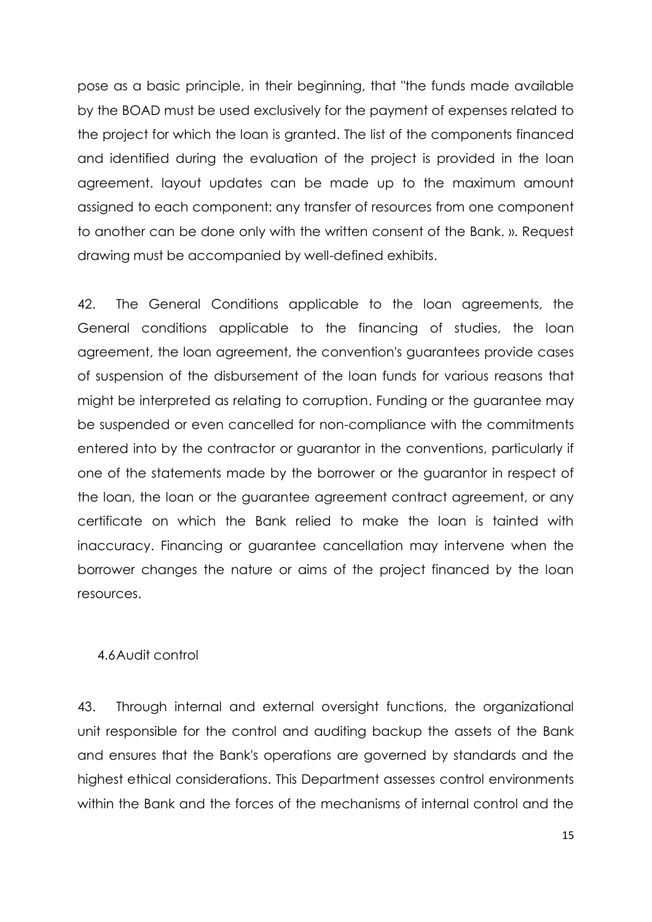pose as a basic principle, in their beginning, that "the funds made available by the BOAD must be used exclusively for the payment of expenses related to the project for which the loan is granted. The list of the components financed and identified during the evaluation of the project is provided in the loan agreement. layout updates can be made up to the maximum amount assigned to each component: any transfer of resources from one component to another can be done only with the written consent of the Bank. ». Request drawing must be accompanied by well-defined exhibits.

42. The General Conditions applicable to the loan agreements, the General conditions applicable to the financing of studies, the loan agreement, the loan agreement, the convention's guarantees provide cases of suspension of the disbursement of the loan funds for various reasons that might be interpreted as relating to corruption. Funding or the guarantee may be suspended or even cancelled for non-compliance with the commitments entered into by the contractor or guarantor in the conventions, particularly if one of the statements made by the borrower or the guarantor in respect of the loan, the loan or the guarantee agreement contract agreement, or any certificate on which the Bank relied to make the loan is tainted with inaccuracy. Financing or guarantee cancellation may intervene when the borrower changes the nature or aims of the project financed by the loan resources.

### 4.6 Audit control

43. Through internal and external oversight functions, the organizational unit responsible for the control and auditing backup the assets of the Bank and ensures that the Bank's operations are governed by standards and the highest ethical considerations. This Department assesses control environments within the Bank and the forces of the mechanisms of internal control and the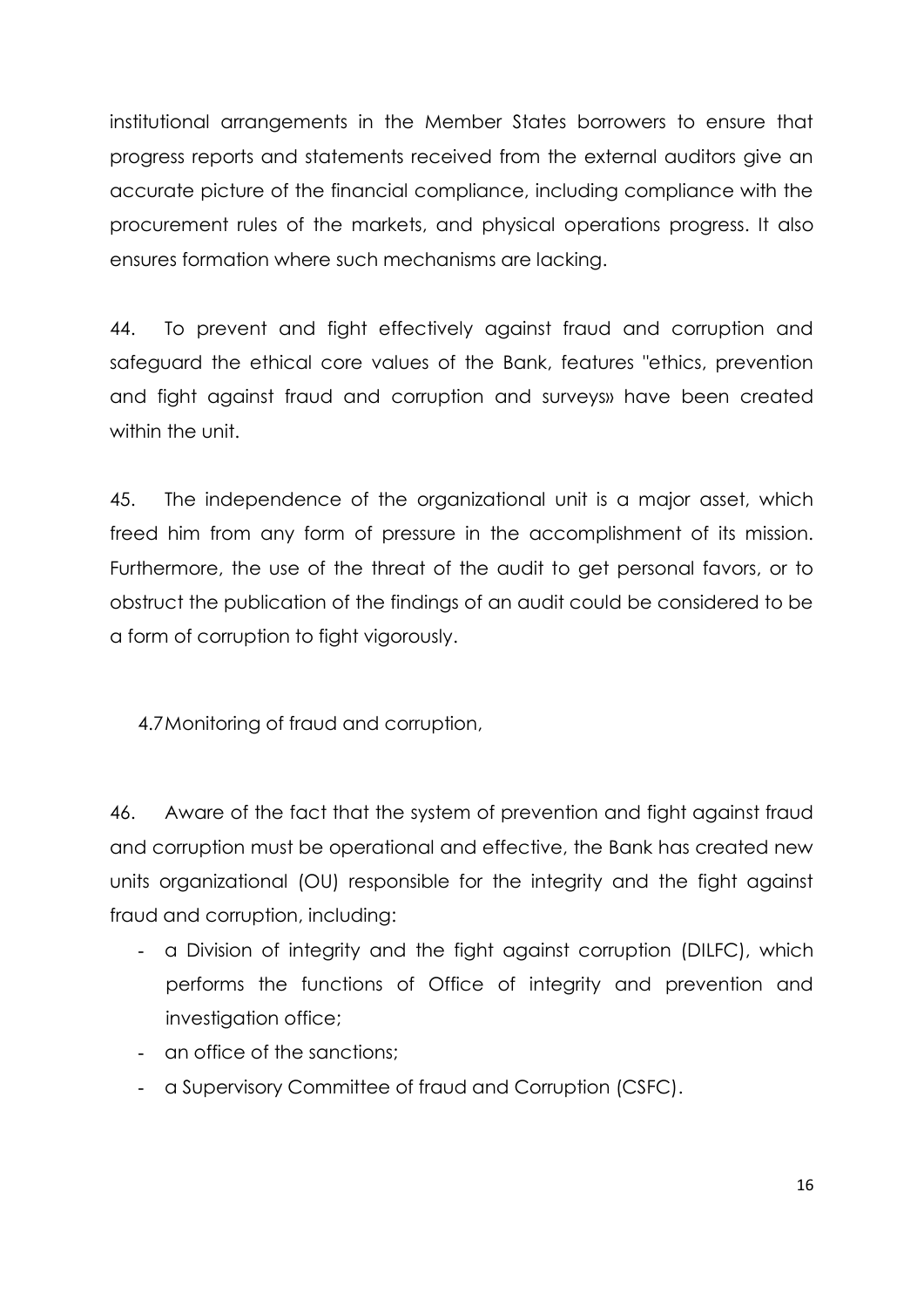institutional arrangements in the Member States borrowers to ensure that progress reports and statements received from the external auditors give an accurate picture of the financial compliance, including compliance with the procurement rules of the markets, and physical operations progress. It also ensures formation where such mechanisms are lacking.

44. To prevent and fight effectively against fraud and corruption and safeguard the ethical core values of the Bank, features "ethics, prevention and fight against fraud and corruption and surveys» have been created within the unit.

45. The independence of the organizational unit is a major asset, which freed him from any form of pressure in the accomplishment of its mission. Furthermore, the use of the threat of the audit to get personal favors, or to obstruct the publication of the findings of an audit could be considered to be a form of corruption to fight vigorously.

### 4.7 Monitoring of fraud and corruption,

46. Aware of the fact that the system of prevention and fight against fraud and corruption must be operational and effective, the Bank has created new units organizational (OU) responsible for the integrity and the fight against fraud and corruption, including:

- a Division of integrity and the fight against corruption (DILFC), which performs the functions of Office of integrity and prevention and investigation office;
- an office of the sanctions;
- a Supervisory Committee of fraud and Corruption (CSFC).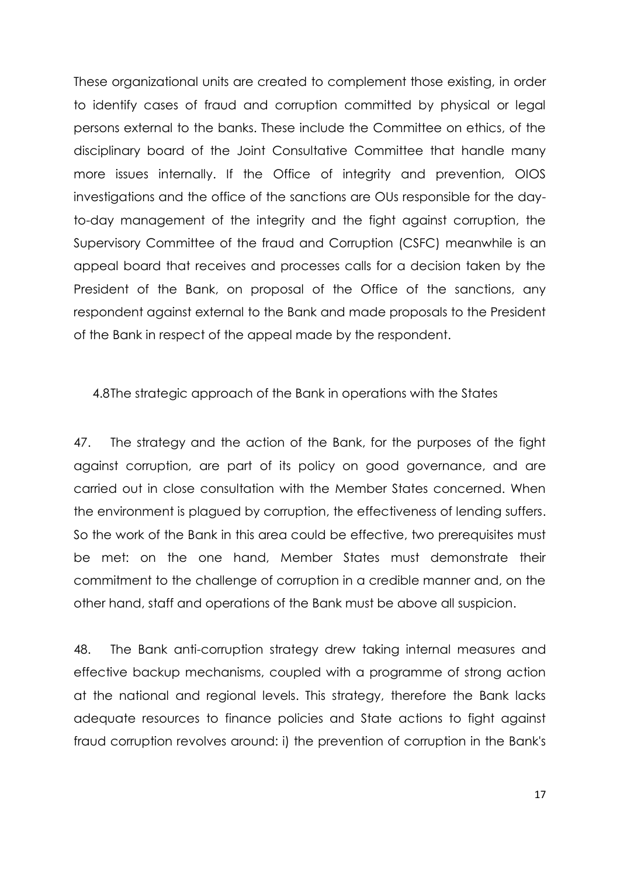These organizational units are created to complement those existing, in order to identify cases of fraud and corruption committed by physical or legal persons external to the banks. These include the Committee on ethics, of the disciplinary board of the Joint Consultative Committee that handle many more issues internally. If the Office of integrity and prevention, OIOS investigations and the office of the sanctions are OUs responsible for the day-to-day management of the integrity and the fight against corruption, the Supervisory Committee of the fraud and Corruption (CSFC) meanwhile is an appeal board that receives and processes calls for a decision taken by the President of the Bank, on proposal of the Office of the sanctions, any respondent against external to the Bank and made proposals to the President of the Bank in respect of the appeal made by the respondent.

### 4.8The strategic approach of the Bank in operations with the States

47. The strategy and the action of the Bank, for the purposes of the fight against corruption, are part of its policy on good governance, and are carried out in close consultation with the Member States concerned. When the environment is plagued by corruption, the effectiveness of lending suffers. So the work of the Bank in this area could be effective, two prerequisites must be met: on the one hand, Member States must demonstrate their commitment to the challenge of corruption in a credible manner and, on the other hand, staff and operations of the Bank must be above all suspicion.

48. The Bank anti-corruption strategy drew taking internal measures and effective backup mechanisms, coupled with a programme of strong action at the national and regional levels. This strategy, therefore the Bank lacks adequate resources to finance policies and State actions to fight against fraud corruption revolves around: i) the prevention of corruption in the Bank's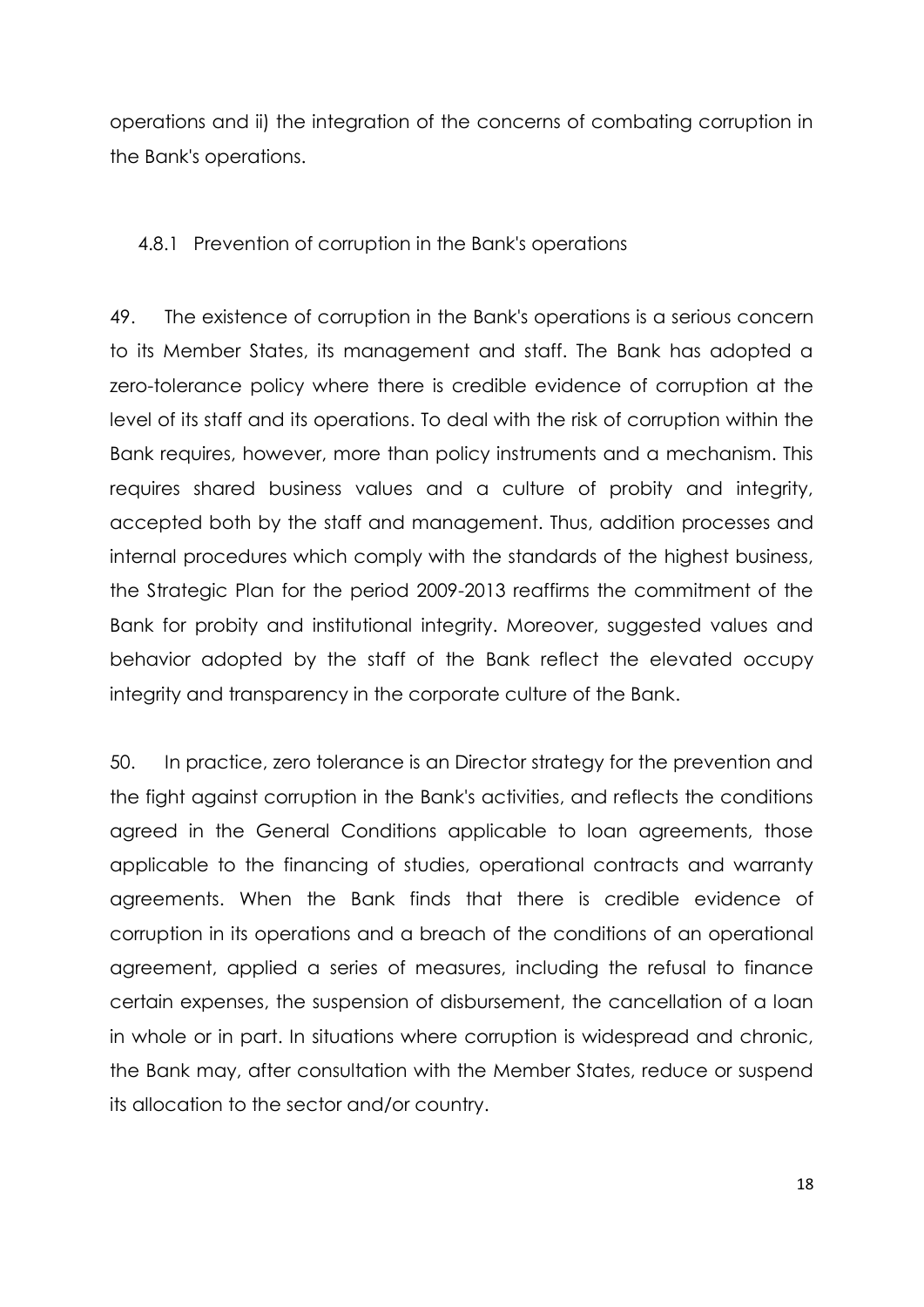operations and ii) the integration of the concerns of combating corruption in the Bank's operations.

### 4.8.1 Prevention of corruption in the Bank's operations

49. The existence of corruption in the Bank's operations is a serious concern to its Member States, its management and staff. The Bank has adopted a zero-tolerance policy where there is credible evidence of corruption at the level of its staff and its operations. To deal with the risk of corruption within the Bank requires, however, more than policy instruments and a mechanism. This requires shared business values and a culture of probity and integrity, accepted both by the staff and management. Thus, addition processes and internal procedures which comply with the standards of the highest business, the Strategic Plan for the period 2009-2013 reaffirms the commitment of the Bank for probity and institutional integrity. Moreover, suggested values and behavior adopted by the staff of the Bank reflect the elevated occupy integrity and transparency in the corporate culture of the Bank.

50. In practice, zero tolerance is an Director strategy for the prevention and the fight against corruption in the Bank's activities, and reflects the conditions agreed in the General Conditions applicable to loan agreements, those applicable to the financing of studies, operational contracts and warranty agreements. When the Bank finds that there is credible evidence of corruption in its operations and a breach of the conditions of an operational agreement, applied a series of measures, including the refusal to finance certain expenses, the suspension of disbursement, the cancellation of a loan in whole or in part. In situations where corruption is widespread and chronic, the Bank may, after consultation with the Member States, reduce or suspend its allocation to the sector and/or country.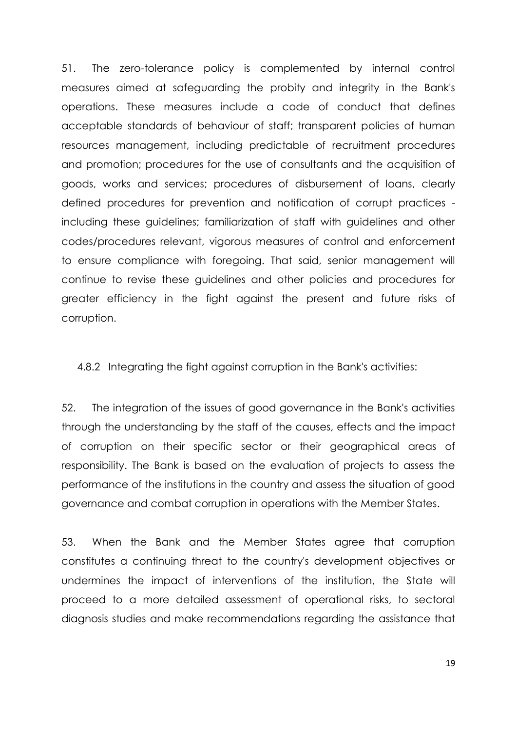51. The zero-tolerance policy is complemented by internal control measures aimed at safeguarding the probity and integrity in the Bank's operations. These measures include a code of conduct that defines acceptable standards of behaviour of staff; transparent policies of human resources management, including predictable of recruitment procedures and promotion; procedures for the use of consultants and the acquisition of goods, works and services; procedures of disbursement of loans, clearly defined procedures for prevention and notification of corrupt practices - including these guidelines; familiarization of staff with guidelines and other codes/procedures relevant, vigorous measures of control and enforcement to ensure compliance with foregoing. That said, senior management will continue to revise these guidelines and other policies and procedures for greater efficiency in the fight against the present and future risks of corruption.

### 4.8.2 Integrating the fight against corruption in the Bank's activities:

52. The integration of the issues of good governance in the Bank's activities through the understanding by the staff of the causes, effects and the impact of corruption on their specific sector or their geographical areas of responsibility. The Bank is based on the evaluation of projects to assess the performance of the institutions in the country and assess the situation of good governance and combat corruption in operations with the Member States.

53. When the Bank and the Member States agree that corruption constitutes a continuing threat to the country's development objectives or undermines the impact of interventions of the institution, the State will proceed to a more detailed assessment of operational risks, to sectoral diagnosis studies and make recommendations regarding the assistance that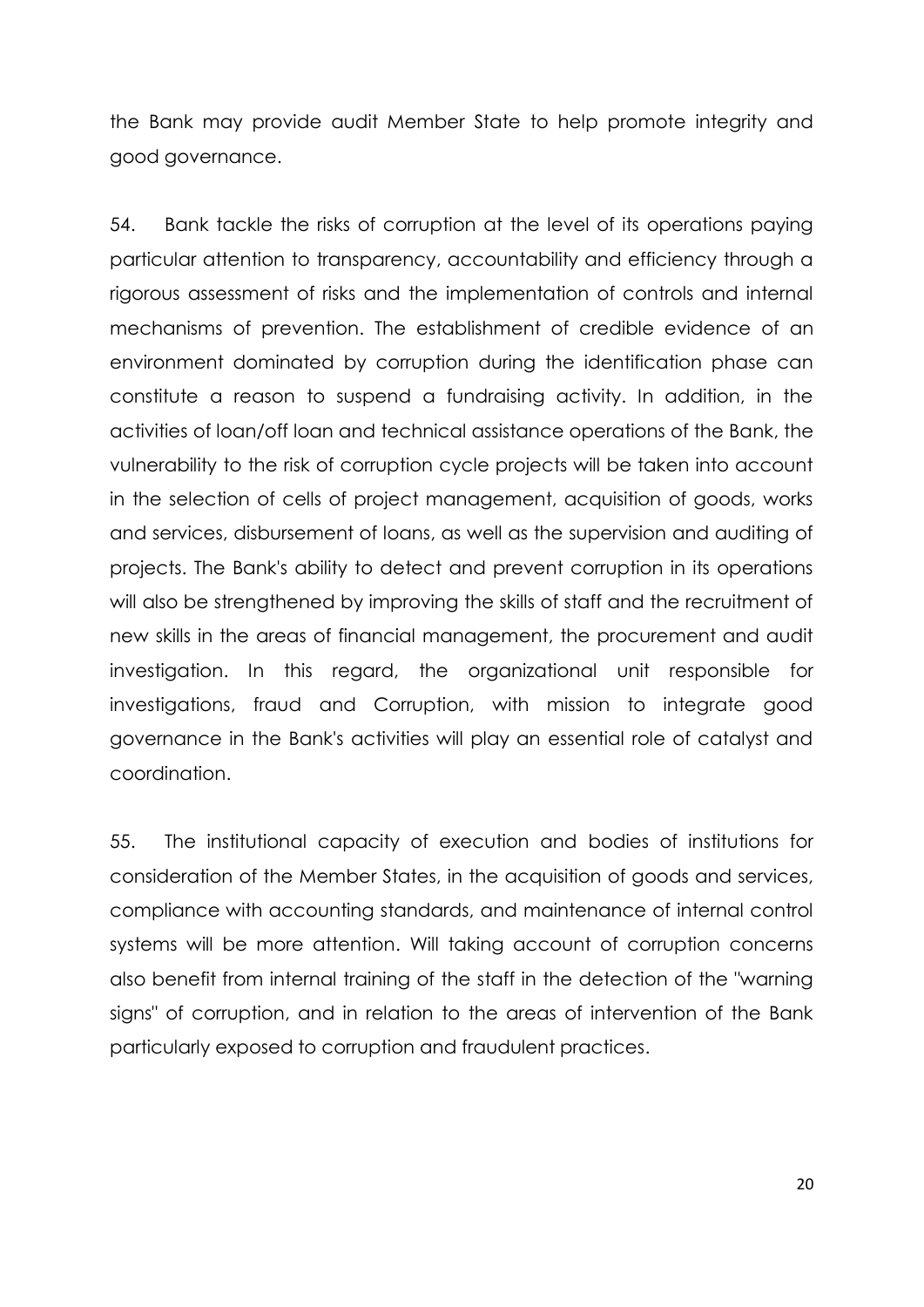the Bank may provide audit Member State to help promote integrity and good governance.

54. Bank tackle the risks of corruption at the level of its operations paying particular attention to transparency, accountability and efficiency through a rigorous assessment of risks and the implementation of controls and internal mechanisms of prevention. The establishment of credible evidence of an environment dominated by corruption during the identification phase can constitute a reason to suspend a fundraising activity. In addition, in the activities of loan/off loan and technical assistance operations of the Bank, the vulnerability to the risk of corruption cycle projects will be taken into account in the selection of cells of project management, acquisition of goods, works and services, disbursement of loans, as well as the supervision and auditing of projects. The Bank's ability to detect and prevent corruption in its operations will also be strengthened by improving the skills of staff and the recruitment of new skills in the areas of financial management, the procurement and audit investigation. In this regard, the organizational unit responsible for investigations, fraud and Corruption, with mission to integrate good governance in the Bank's activities will play an essential role of catalyst and coordination.

55. The institutional capacity of execution and bodies of institutions for consideration of the Member States, in the acquisition of goods and services, compliance with accounting standards, and maintenance of internal control systems will be more attention. Will taking account of corruption concerns also benefit from internal training of the staff in the detection of the "warning signs" of corruption, and in relation to the areas of intervention of the Bank particularly exposed to corruption and fraudulent practices.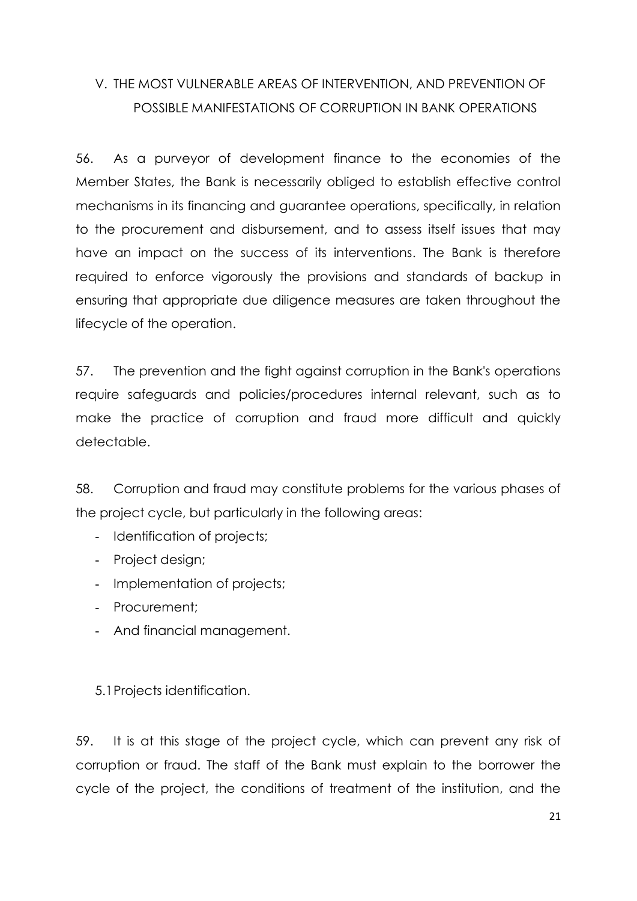## V. THE MOST VULNERABLE AREAS OF INTERVENTION, AND PREVENTION OF POSSIBLE MANIFESTATIONS OF CORRUPTION IN BANK OPERATIONS

56. As a purveyor of development finance to the economies of the Member States, the Bank is necessarily obliged to establish effective control mechanisms in its financing and guarantee operations, specifically, in relation to the procurement and disbursement, and to assess itself issues that may have an impact on the success of its interventions. The Bank is therefore required to enforce vigorously the provisions and standards of backup in ensuring that appropriate due diligence measures are taken throughout the lifecycle of the operation.

57. The prevention and the fight against corruption in the Bank's operations require safeguards and policies/procedures internal relevant, such as to make the practice of corruption and fraud more difficult and quickly detectable.

58. Corruption and fraud may constitute problems for the various phases of the project cycle, but particularly in the following areas:

- Identification of projects;
- Project design;
- Implementation of projects;
- Procurement;
- And financial management.

### 5.1 Projects identification.

59. It is at this stage of the project cycle, which can prevent any risk of corruption or fraud. The staff of the Bank must explain to the borrower the cycle of the project, the conditions of treatment of the institution, and the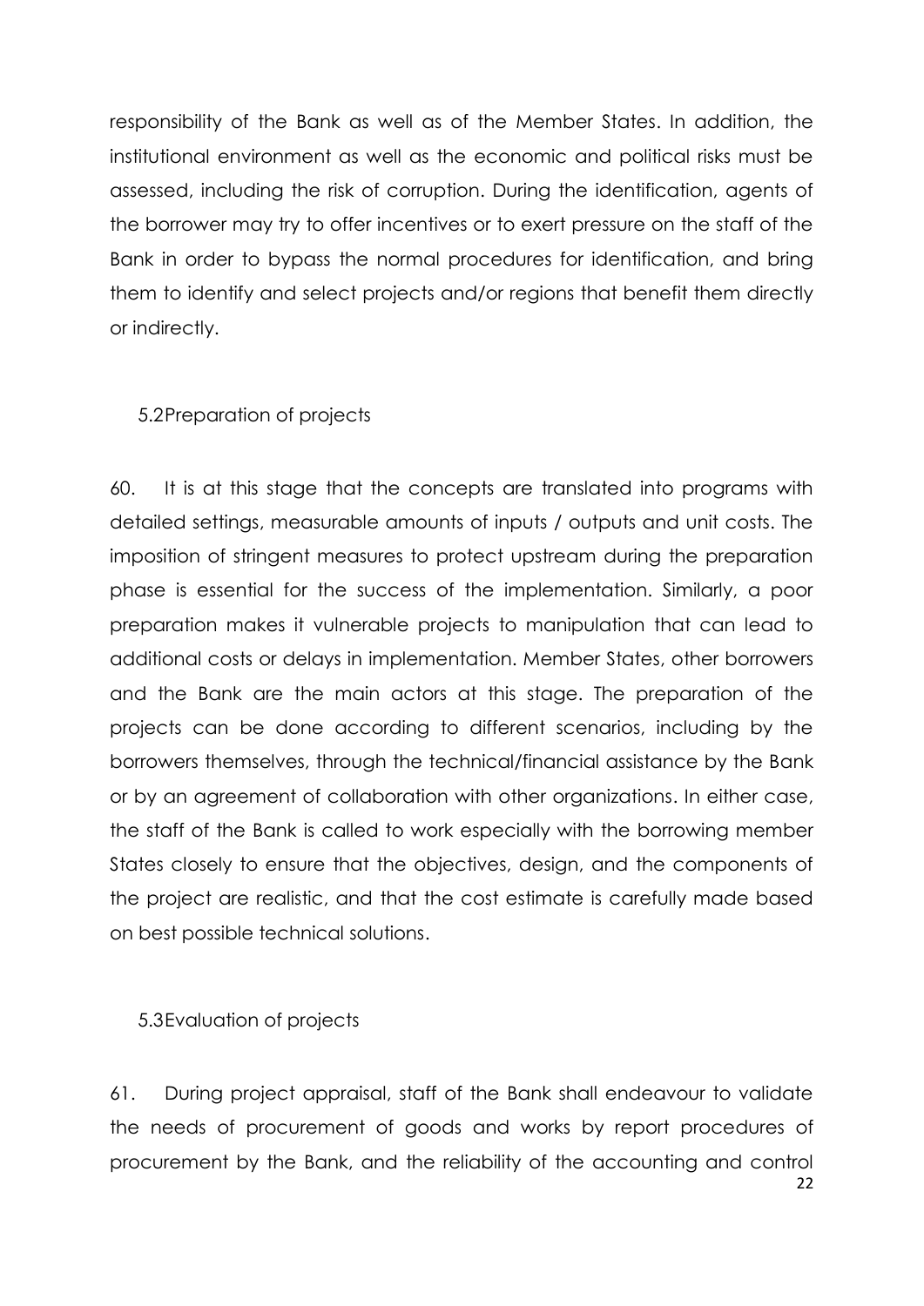responsibility of the Bank as well as of the Member States. In addition, the institutional environment as well as the economic and political risks must be assessed, including the risk of corruption. During the identification, agents of the borrower may try to offer incentives or to exert pressure on the staff of the Bank in order to bypass the normal procedures for identification, and bring them to identify and select projects and/or regions that benefit them directly or indirectly.

### 5.2 Preparation of projects

60. It is at this stage that the concepts are translated into programs with detailed settings, measurable amounts of inputs / outputs and unit costs. The imposition of stringent measures to protect upstream during the preparation phase is essential for the success of the implementation. Similarly, a poor preparation makes it vulnerable projects to manipulation that can lead to additional costs or delays in implementation. Member States, other borrowers and the Bank are the main actors at this stage. The preparation of the projects can be done according to different scenarios, including by the borrowers themselves, through the technical/financial assistance by the Bank or by an agreement of collaboration with other organizations. In either case, the staff of the Bank is called to work especially with the borrowing member States closely to ensure that the objectives, design, and the components of the project are realistic, and that the cost estimate is carefully made based on best possible technical solutions.

### 5.3 Evaluation of projects

61. During project appraisal, staff of the Bank shall endeavour to validate the needs of procurement of goods and works by report procedures of procurement by the Bank, and the reliability of the accounting and control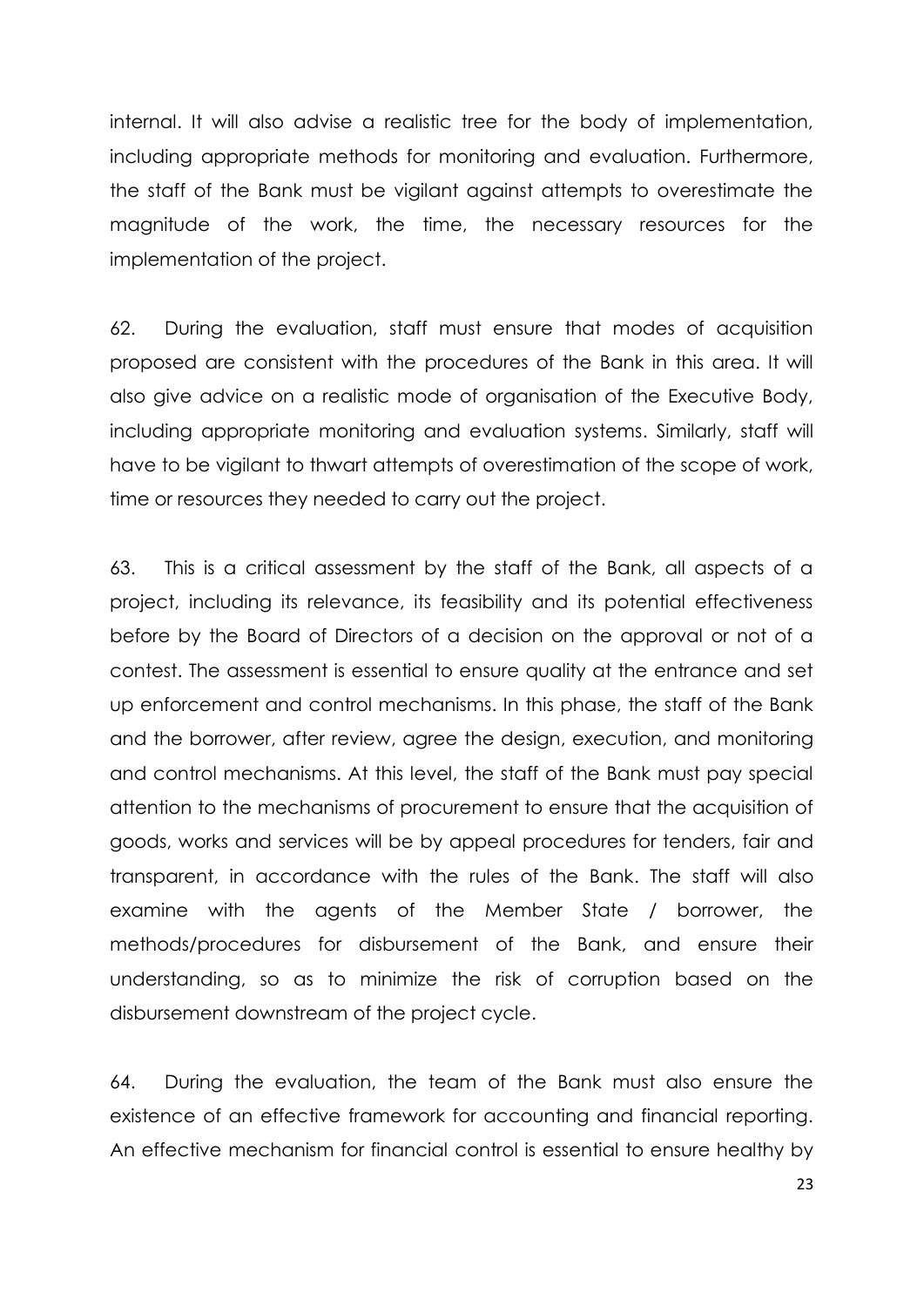internal. It will also advise a realistic tree for the body of implementation, including appropriate methods for monitoring and evaluation. Furthermore, the staff of the Bank must be vigilant against attempts to overestimate the magnitude of the work, the time, the necessary resources for the implementation of the project.

62. During the evaluation, staff must ensure that modes of acquisition proposed are consistent with the procedures of the Bank in this area. It will also give advice on a realistic mode of organisation of the Executive Body, including appropriate monitoring and evaluation systems. Similarly, staff will have to be vigilant to thwart attempts of overestimation of the scope of work, time or resources they needed to carry out the project.

63. This is a critical assessment by the staff of the Bank, all aspects of a project, including its relevance, its feasibility and its potential effectiveness before by the Board of Directors of a decision on the approval or not of a contest. The assessment is essential to ensure quality at the entrance and set up enforcement and control mechanisms. In this phase, the staff of the Bank and the borrower, after review, agree the design, execution, and monitoring and control mechanisms. At this level, the staff of the Bank must pay special attention to the mechanisms of procurement to ensure that the acquisition of goods, works and services will be by appeal procedures for tenders, fair and transparent, in accordance with the rules of the Bank. The staff will also examine with the agents of the Member State / borrower, the methods/procedures for disbursement of the Bank, and ensure their understanding, so as to minimize the risk of corruption based on the disbursement downstream of the project cycle.

64. During the evaluation, the team of the Bank must also ensure the existence of an effective framework for accounting and financial reporting. An effective mechanism for financial control is essential to ensure healthy by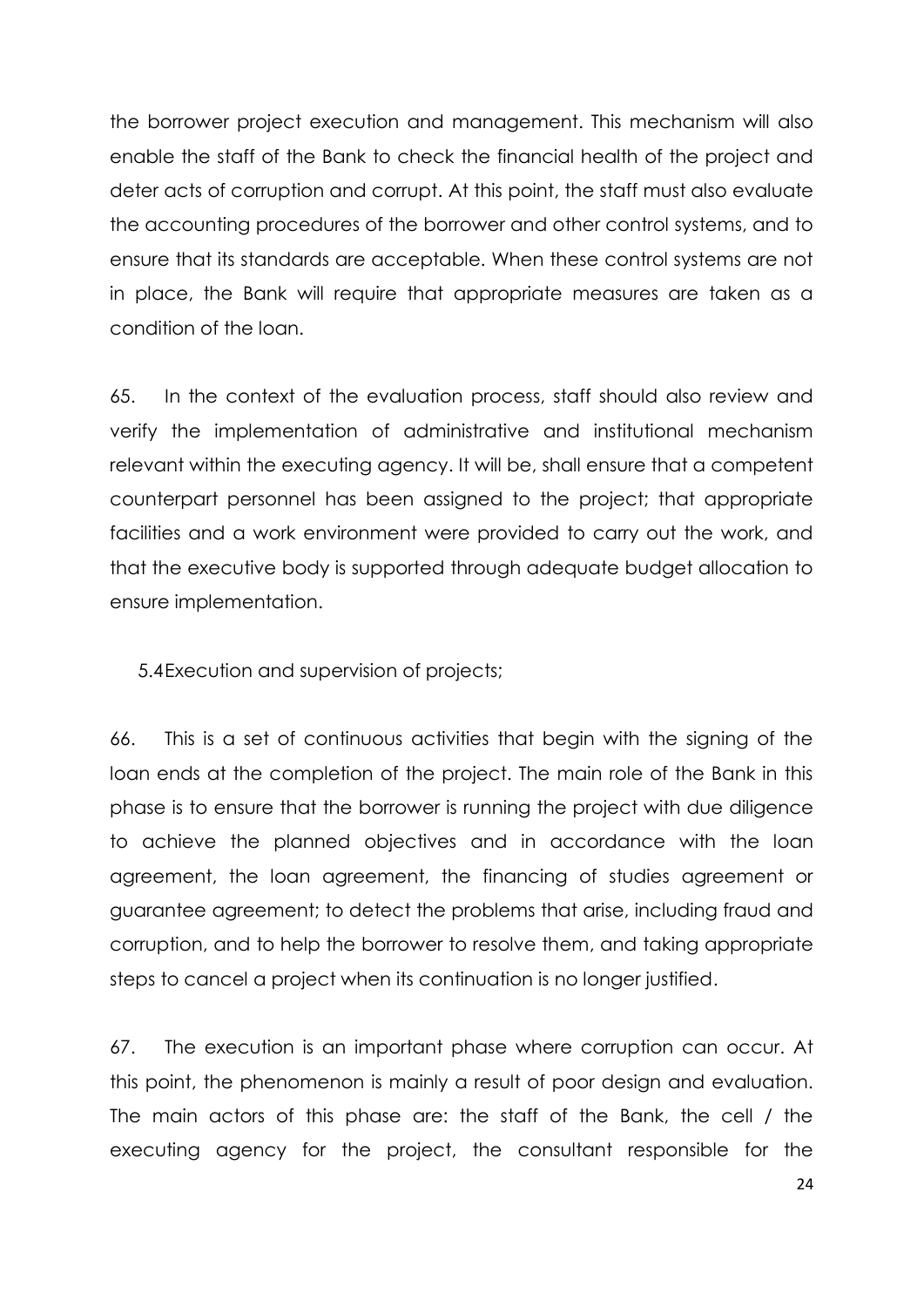the borrower project execution and management. This mechanism will also enable the staff of the Bank to check the financial health of the project and deter acts of corruption and corrupt. At this point, the staff must also evaluate the accounting procedures of the borrower and other control systems, and to ensure that its standards are acceptable. When these control systems are not in place, the Bank will require that appropriate measures are taken as a condition of the loan.

65. In the context of the evaluation process, staff should also review and verify the implementation of administrative and institutional mechanism relevant within the executing agency. It will be, shall ensure that a competent counterpart personnel has been assigned to the project; that appropriate facilities and a work environment were provided to carry out the work, and that the executive body is supported through adequate budget allocation to ensure implementation.

### 5.4Execution and supervision of projects;

66. This is a set of continuous activities that begin with the signing of the loan ends at the completion of the project. The main role of the Bank in this phase is to ensure that the borrower is running the project with due diligence to achieve the planned objectives and in accordance with the loan agreement, the loan agreement, the financing of studies agreement or guarantee agreement; to detect the problems that arise, including fraud and corruption, and to help the borrower to resolve them, and taking appropriate steps to cancel a project when its continuation is no longer justified.

67. The execution is an important phase where corruption can occur. At this point, the phenomenon is mainly a result of poor design and evaluation. The main actors of this phase are: the staff of the Bank, the cell / the executing agency for the project, the consultant responsible for the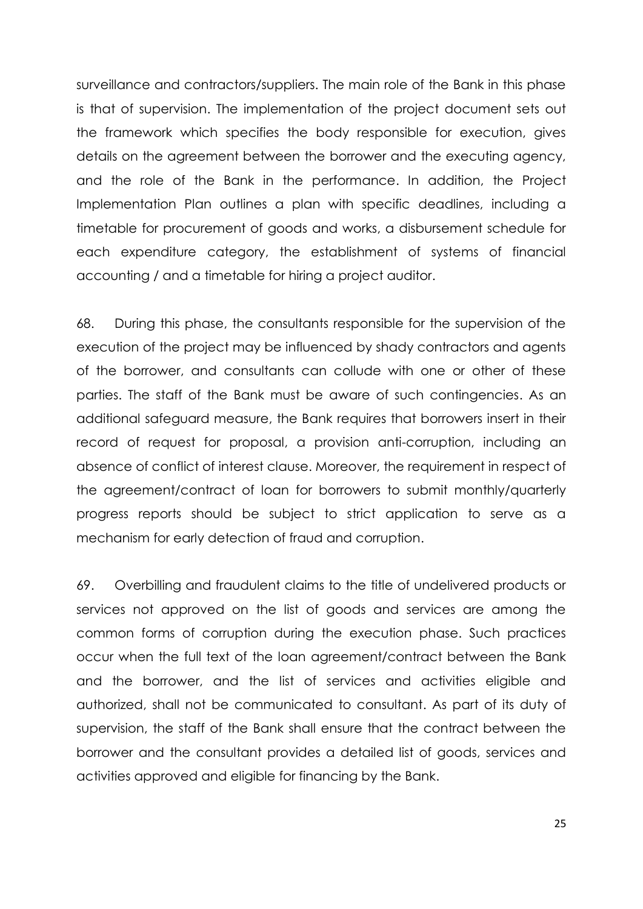surveillance and contractors/suppliers. The main role of the Bank in this phase is that of supervision. The implementation of the project document sets out the framework which specifies the body responsible for execution, gives details on the agreement between the borrower and the executing agency, and the role of the Bank in the performance. In addition, the Project Implementation Plan outlines a plan with specific deadlines, including a timetable for procurement of goods and works, a disbursement schedule for each expenditure category, the establishment of systems of financial accounting / and a timetable for hiring a project auditor.

68. During this phase, the consultants responsible for the supervision of the execution of the project may be influenced by shady contractors and agents of the borrower, and consultants can collude with one or other of these parties. The staff of the Bank must be aware of such contingencies. As an additional safeguard measure, the Bank requires that borrowers insert in their record of request for proposal, a provision anti-corruption, including an absence of conflict of interest clause. Moreover, the requirement in respect of the agreement/contract of loan for borrowers to submit monthly/quarterly progress reports should be subject to strict application to serve as a mechanism for early detection of fraud and corruption.

69. Overbilling and fraudulent claims to the title of undelivered products or services not approved on the list of goods and services are among the common forms of corruption during the execution phase. Such practices occur when the full text of the loan agreement/contract between the Bank and the borrower, and the list of services and activities eligible and authorized, shall not be communicated to consultant. As part of its duty of supervision, the staff of the Bank shall ensure that the contract between the borrower and the consultant provides a detailed list of goods, services and activities approved and eligible for financing by the Bank.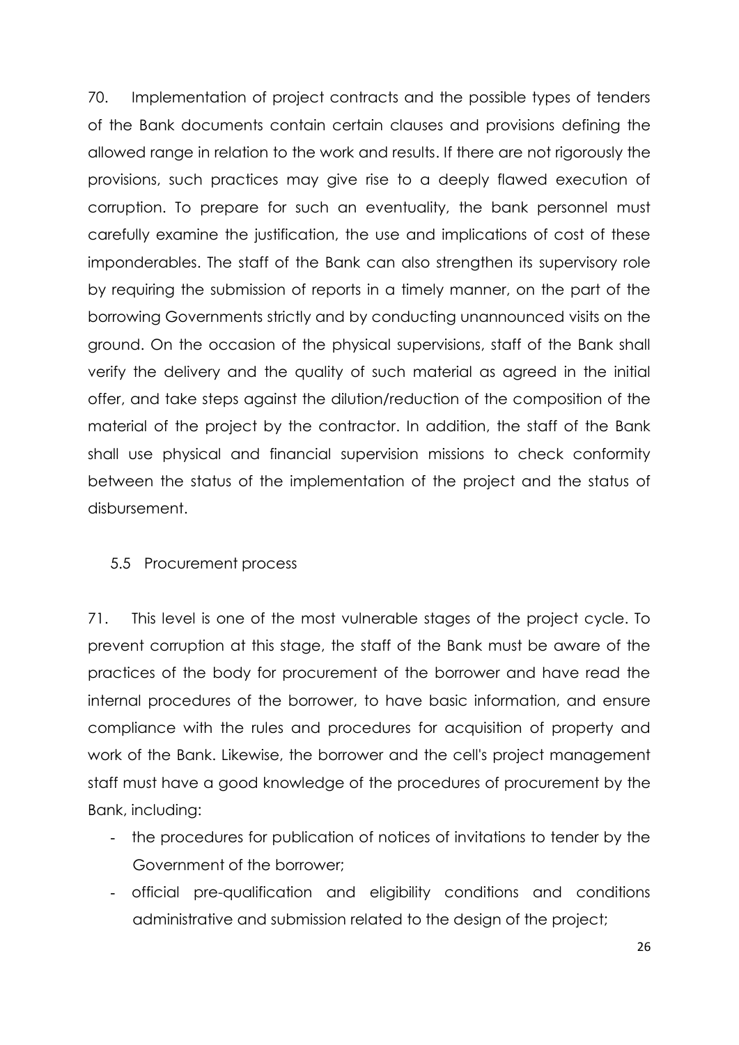70. Implementation of project contracts and the possible types of tenders of the Bank documents contain certain clauses and provisions defining the allowed range in relation to the work and results. If there are not rigorously the provisions, such practices may give rise to a deeply flawed execution of corruption. To prepare for such an eventuality, the bank personnel must carefully examine the justification, the use and implications of cost of these imponderables. The staff of the Bank can also strengthen its supervisory role by requiring the submission of reports in a timely manner, on the part of the borrowing Governments strictly and by conducting unannounced visits on the ground. On the occasion of the physical supervisions, staff of the Bank shall verify the delivery and the quality of such material as agreed in the initial offer, and take steps against the dilution/reduction of the composition of the material of the project by the contractor. In addition, the staff of the Bank shall use physical and financial supervision missions to check conformity between the status of the implementation of the project and the status of disbursement.

### 5.5 Procurement process

71. This level is one of the most vulnerable stages of the project cycle. To prevent corruption at this stage, the staff of the Bank must be aware of the practices of the body for procurement of the borrower and have read the internal procedures of the borrower, to have basic information, and ensure compliance with the rules and procedures for acquisition of property and work of the Bank. Likewise, the borrower and the cell's project management staff must have a good knowledge of the procedures of procurement by the Bank, including:

- the procedures for publication of notices of invitations to tender by the Government of the borrower;
- official pre-qualification and eligibility conditions and conditions administrative and submission related to the design of the project;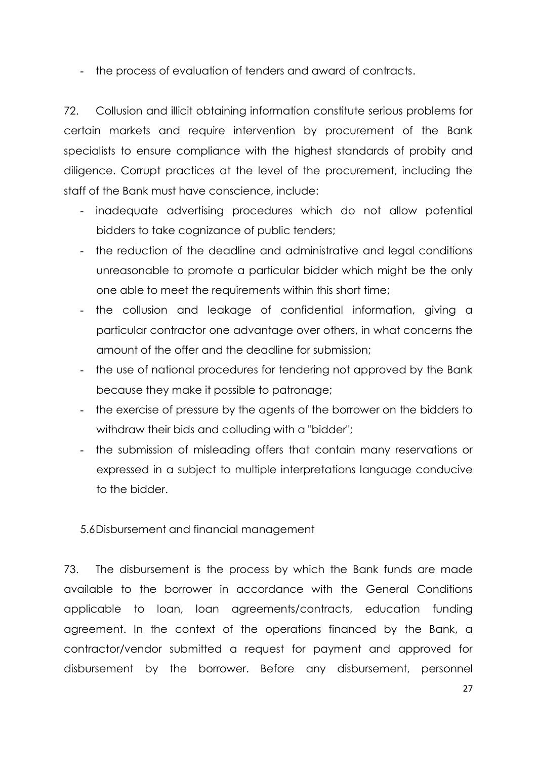- the process of evaluation of tenders and award of contracts.

72. Collusion and illicit obtaining information constitute serious problems for certain markets and require intervention by procurement of the Bank specialists to ensure compliance with the highest standards of probity and diligence. Corrupt practices at the level of the procurement, including the staff of the Bank must have conscience, include:

- inadequate advertising procedures which do not allow potential bidders to take cognizance of public tenders;
- the reduction of the deadline and administrative and legal conditions unreasonable to promote a particular bidder which might be the only one able to meet the requirements within this short time;
- the collusion and leakage of confidential information, giving a particular contractor one advantage over others, in what concerns the amount of the offer and the deadline for submission;
- the use of national procedures for tendering not approved by the Bank because they make it possible to patronage;
- the exercise of pressure by the agents of the borrower on the bidders to withdraw their bids and colluding with a "bidder";
- the submission of misleading offers that contain many reservations or expressed in a subject to multiple interpretations language conducive to the bidder.

### 5.6 Disbursement and financial management

73. The disbursement is the process by which the Bank funds are made available to the borrower in accordance with the General Conditions applicable to loan, loan agreements/contracts, education funding agreement. In the context of the operations financed by the Bank, a contractor/vendor submitted a request for payment and approved for disbursement by the borrower. Before any disbursement, personnel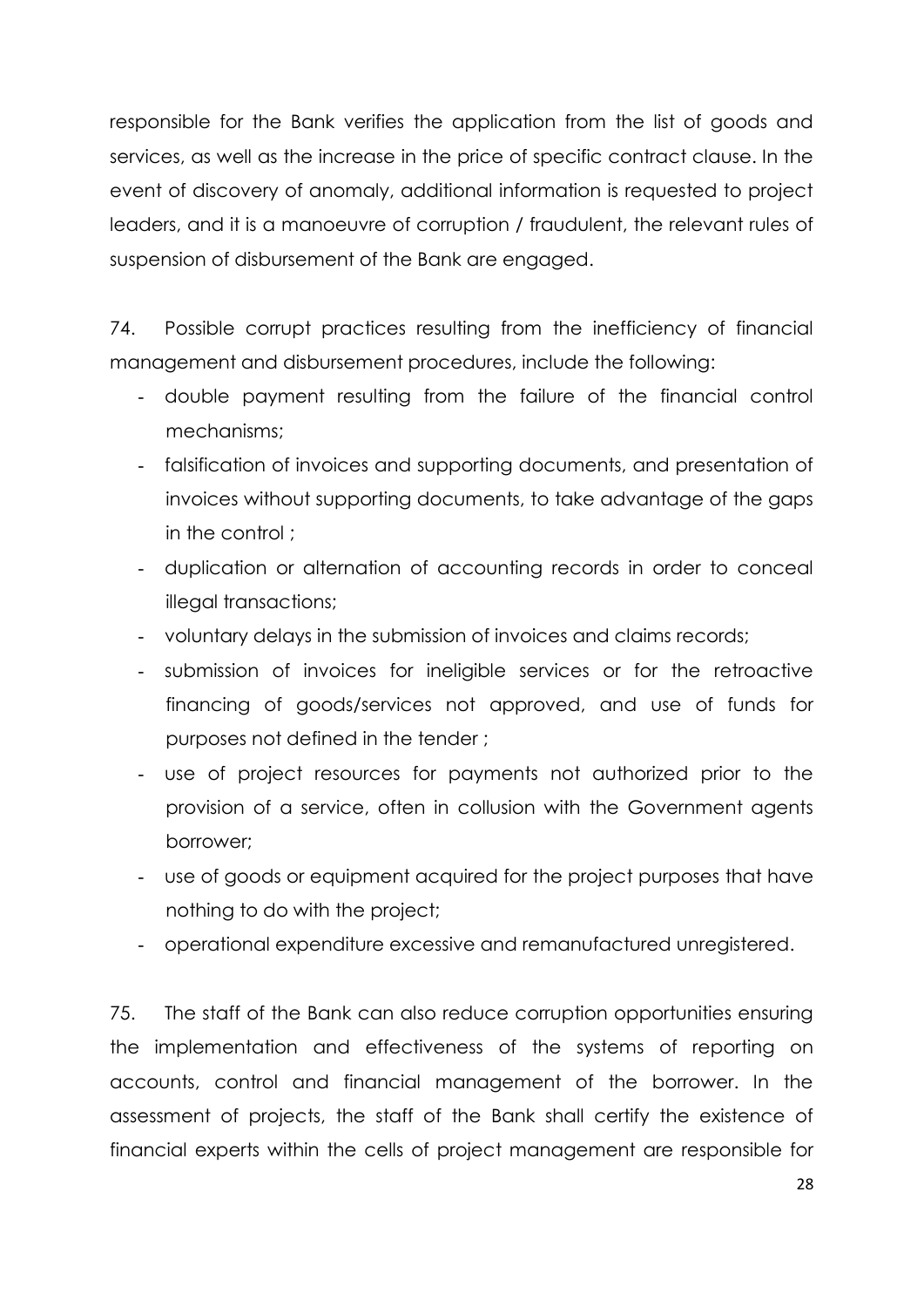responsible for the Bank verifies the application from the list of goods and services, as well as the increase in the price of specific contract clause. In the event of discovery of anomaly, additional information is requested to project leaders, and it is a manoeuvre of corruption / fraudulent, the relevant rules of suspension of disbursement of the Bank are engaged.

74. Possible corrupt practices resulting from the inefficiency of financial management and disbursement procedures, include the following:

- double payment resulting from the failure of the financial control mechanisms;
- falsification of invoices and supporting documents, and presentation of invoices without supporting documents, to take advantage of the gaps in the control ;
- duplication or alternation of accounting records in order to conceal illegal transactions;
- voluntary delays in the submission of invoices and claims records;
- submission of invoices for ineligible services or for the retroactive financing of goods/services not approved, and use of funds for purposes not defined in the tender ;
- use of project resources for payments not authorized prior to the provision of a service, often in collusion with the Government agents borrower;
- use of goods or equipment acquired for the project purposes that have nothing to do with the project;
- operational expenditure excessive and remanufactured unregistered.

75. The staff of the Bank can also reduce corruption opportunities ensuring the implementation and effectiveness of the systems of reporting on accounts, control and financial management of the borrower. In the assessment of projects, the staff of the Bank shall certify the existence of financial experts within the cells of project management are responsible for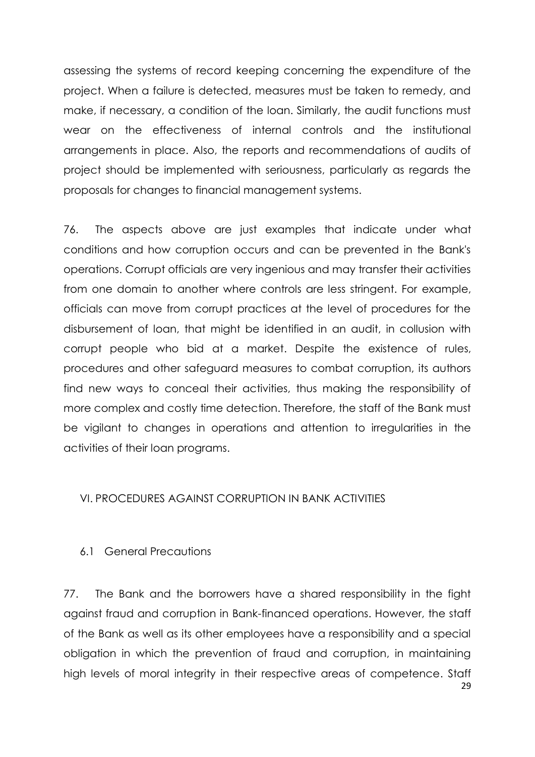assessing the systems of record keeping concerning the expenditure of the project. When a failure is detected, measures must be taken to remedy, and make, if necessary, a condition of the loan. Similarly, the audit functions must wear on the effectiveness of internal controls and the institutional arrangements in place. Also, the reports and recommendations of audits of project should be implemented with seriousness, particularly as regards the proposals for changes to financial management systems.

76. The aspects above are just examples that indicate under what conditions and how corruption occurs and can be prevented in the Bank's operations. Corrupt officials are very ingenious and may transfer their activities from one domain to another where controls are less stringent. For example, officials can move from corrupt practices at the level of procedures for the disbursement of loan, that might be identified in an audit, in collusion with corrupt people who bid at a market. Despite the existence of rules, procedures and other safeguard measures to combat corruption, its authors find new ways to conceal their activities, thus making the responsibility of more complex and costly time detection. Therefore, the staff of the Bank must be vigilant to changes in operations and attention to irregularities in the activities of their loan programs.

## VI. PROCEDURES AGAINST CORRUPTION IN BANK ACTIVITIES

### 6.1 General Precautions

77. The Bank and the borrowers have a shared responsibility in the fight against fraud and corruption in Bank-financed operations. However, the staff of the Bank as well as its other employees have a responsibility and a special obligation in which the prevention of fraud and corruption, in maintaining high levels of moral integrity in their respective areas of competence. Staff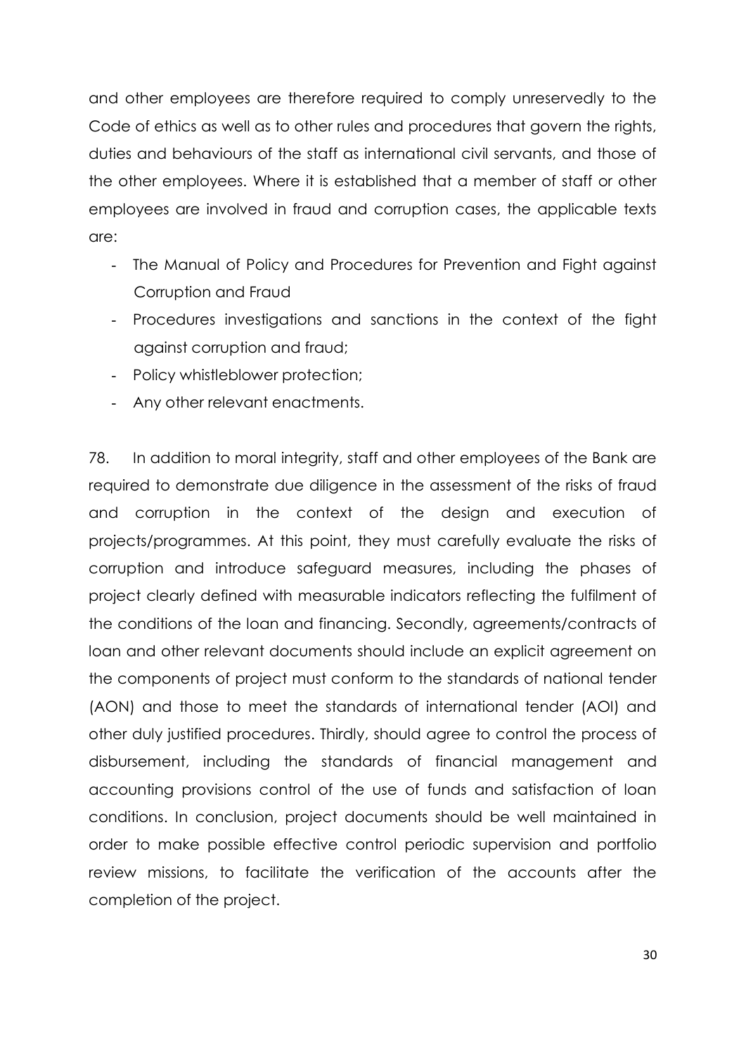and other employees are therefore required to comply unreservedly to the Code of ethics as well as to other rules and procedures that govern the rights, duties and behaviours of the staff as international civil servants, and those of the other employees. Where it is established that a member of staff or other employees are involved in fraud and corruption cases, the applicable texts are:

- The Manual of Policy and Procedures for Prevention and Fight against Corruption and Fraud
- Procedures investigations and sanctions in the context of the fight against corruption and fraud;
- Policy whistleblower protection;
- Any other relevant enactments.

78. In addition to moral integrity, staff and other employees of the Bank are required to demonstrate due diligence in the assessment of the risks of fraud and corruption in the context of the design and execution of projects/programmes. At this point, they must carefully evaluate the risks of corruption and introduce safeguard measures, including the phases of project clearly defined with measurable indicators reflecting the fulfilment of the conditions of the loan and financing. Secondly, agreements/contracts of loan and other relevant documents should include an explicit agreement on the components of project must conform to the standards of national tender (AON) and those to meet the standards of international tender (AOI) and other duly justified procedures. Thirdly, should agree to control the process of disbursement, including the standards of financial management and accounting provisions control of the use of funds and satisfaction of loan conditions. In conclusion, project documents should be well maintained in order to make possible effective control periodic supervision and portfolio review missions, to facilitate the verification of the accounts after the completion of the project.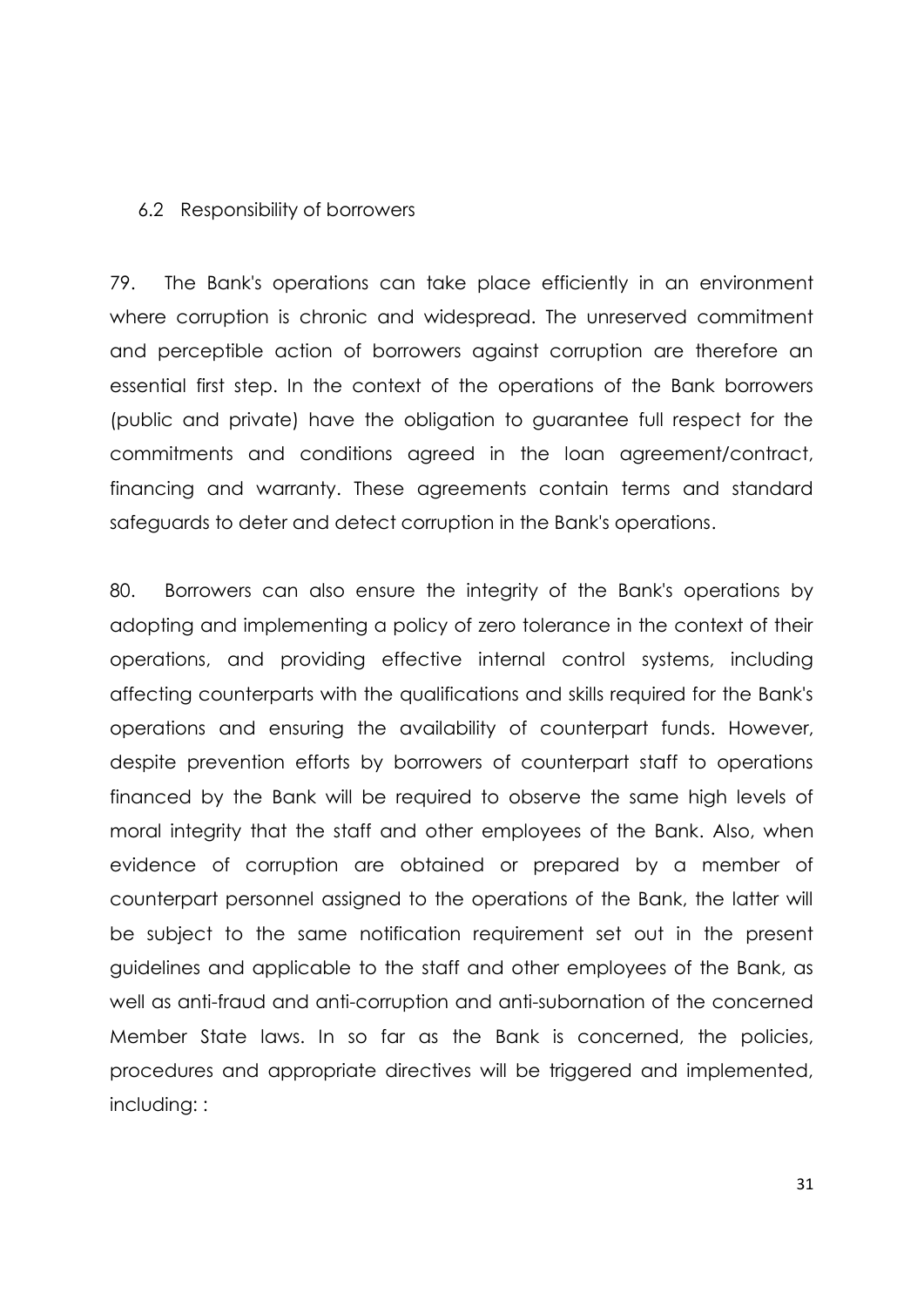## 6.2 Responsibility of borrowers

79. The Bank's operations can take place efficiently in an environment where corruption is chronic and widespread. The unreserved commitment and perceptible action of borrowers against corruption are therefore an essential first step. In the context of the operations of the Bank borrowers (public and private) have the obligation to guarantee full respect for the commitments and conditions agreed in the loan agreement/contract, financing and warranty. These agreements contain terms and standard safeguards to deter and detect corruption in the Bank's operations.

80. Borrowers can also ensure the integrity of the Bank's operations by adopting and implementing a policy of zero tolerance in the context of their operations, and providing effective internal control systems, including affecting counterparts with the qualifications and skills required for the Bank's operations and ensuring the availability of counterpart funds. However, despite prevention efforts by borrowers of counterpart staff to operations financed by the Bank will be required to observe the same high levels of moral integrity that the staff and other employees of the Bank. Also, when evidence of corruption are obtained or prepared by a member of counterpart personnel assigned to the operations of the Bank, the latter will be subject to the same notification requirement set out in the present guidelines and applicable to the staff and other employees of the Bank, as well as anti-fraud and anti-corruption and anti-subornation of the concerned Member State laws. In so far as the Bank is concerned, the policies, procedures and appropriate directives will be triggered and implemented, including: :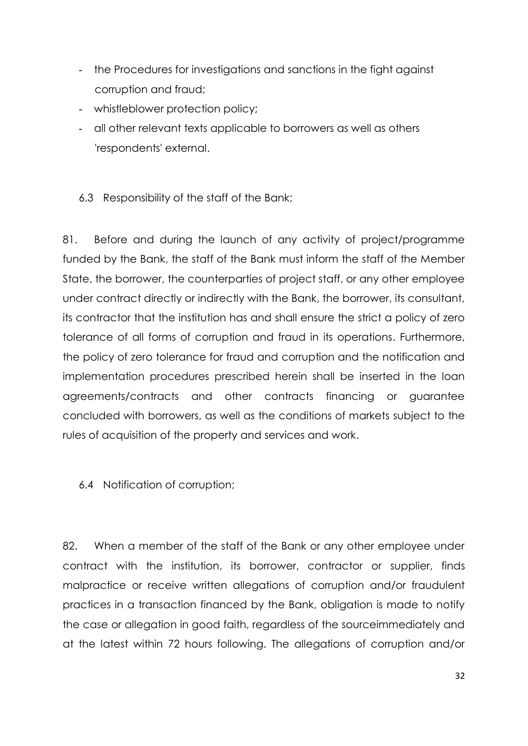- the Procedures for investigations and sanctions in the fight against corruption and fraud;
- whistleblower protection policy;
- all other relevant texts applicable to borrowers as well as others 'respondents' external.

### 6.3 Responsibility of the staff of the Bank;

81. Before and during the launch of any activity of project/programme funded by the Bank, the staff of the Bank must inform the staff of the Member State, the borrower, the counterparties of project staff, or any other employee under contract directly or indirectly with the Bank, the borrower, its consultant, its contractor that the institution has and shall ensure the strict a policy of zero tolerance of all forms of corruption and fraud in its operations. Furthermore, the policy of zero tolerance for fraud and corruption and the notification and implementation procedures prescribed herein shall be inserted in the loan agreements/contracts and other contracts financing or guarantee concluded with borrowers, as well as the conditions of markets subject to the rules of acquisition of the property and services and work.

### 6.4 Notification of corruption;

82. When a member of the staff of the Bank or any other employee under contract with the institution, its borrower, contractor or supplier, finds malpractice or receive written allegations of corruption and/or fraudulent practices in a transaction financed by the Bank, obligation is made to notify the case or allegation in good faith, regardless of the sourceimmediately and at the latest within 72 hours following. The allegations of corruption and/or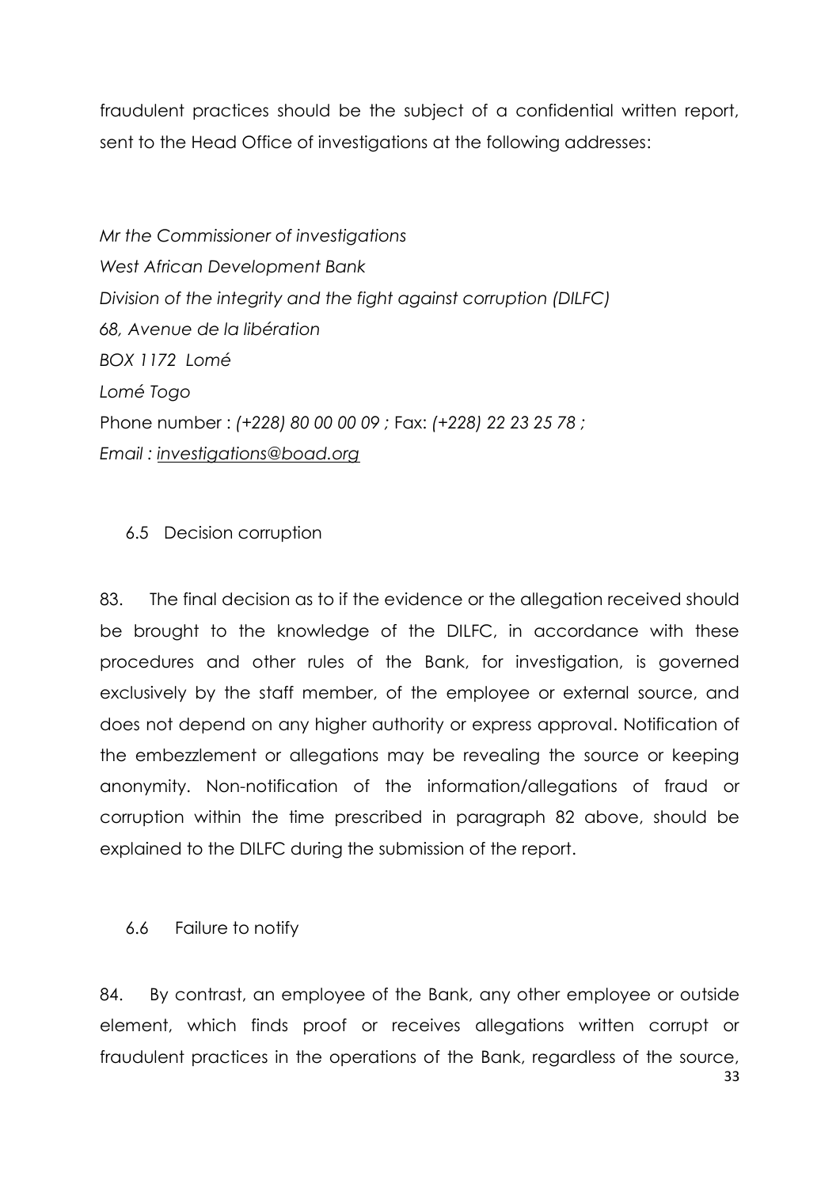fraudulent practices should be the subject of a confidential written report, sent to the Head Office of investigations at the following addresses:

*Mr the Commissioner of investigations*
*West African Development Bank*
*Division of the integrity and the fight against corruption (DILFC)*
*68, Avenue de la libération*
*BOX 1172 Lomé*
*Lomé Togo*
Phone number : *(+228) 80 00 00 09 ;* Fax: *(+228) 22 23 25 78 ;*
*Email : investigations@boad.org*

### 6.5 Decision corruption

83. The final decision as to if the evidence or the allegation received should be brought to the knowledge of the DILFC, in accordance with these procedures and other rules of the Bank, for investigation, is governed exclusively by the staff member, of the employee or external source, and does not depend on any higher authority or express approval. Notification of the embezzlement or allegations may be revealing the source or keeping anonymity. Non-notification of the information/allegations of fraud or corruption within the time prescribed in paragraph 82 above, should be explained to the DILFC during the submission of the report.

### 6.6 Failure to notify

84. By contrast, an employee of the Bank, any other employee or outside element, which finds proof or receives allegations written corrupt or fraudulent practices in the operations of the Bank, regardless of the source,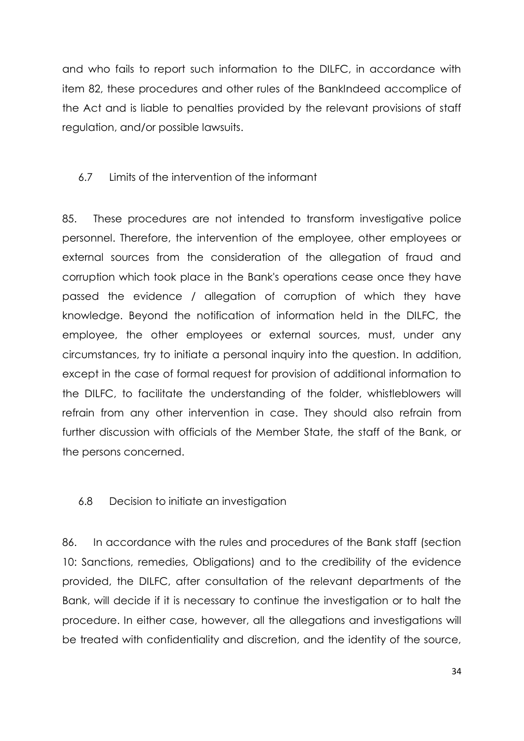and who fails to report such information to the DILFC, in accordance with item 82, these procedures and other rules of the BankIndeed accomplice of the Act and is liable to penalties provided by the relevant provisions of staff regulation, and/or possible lawsuits.

### 6.7 Limits of the intervention of the informant

85. These procedures are not intended to transform investigative police personnel. Therefore, the intervention of the employee, other employees or external sources from the consideration of the allegation of fraud and corruption which took place in the Bank's operations cease once they have passed the evidence / allegation of corruption of which they have knowledge. Beyond the notification of information held in the DILFC, the employee, the other employees or external sources, must, under any circumstances, try to initiate a personal inquiry into the question. In addition, except in the case of formal request for provision of additional information to the DILFC, to facilitate the understanding of the folder, whistleblowers will refrain from any other intervention in case. They should also refrain from further discussion with officials of the Member State, the staff of the Bank, or the persons concerned.

### 6.8 Decision to initiate an investigation

86. In accordance with the rules and procedures of the Bank staff (section 10: Sanctions, remedies, Obligations) and to the credibility of the evidence provided, the DILFC, after consultation of the relevant departments of the Bank, will decide if it is necessary to continue the investigation or to halt the procedure. In either case, however, all the allegations and investigations will be treated with confidentiality and discretion, and the identity of the source,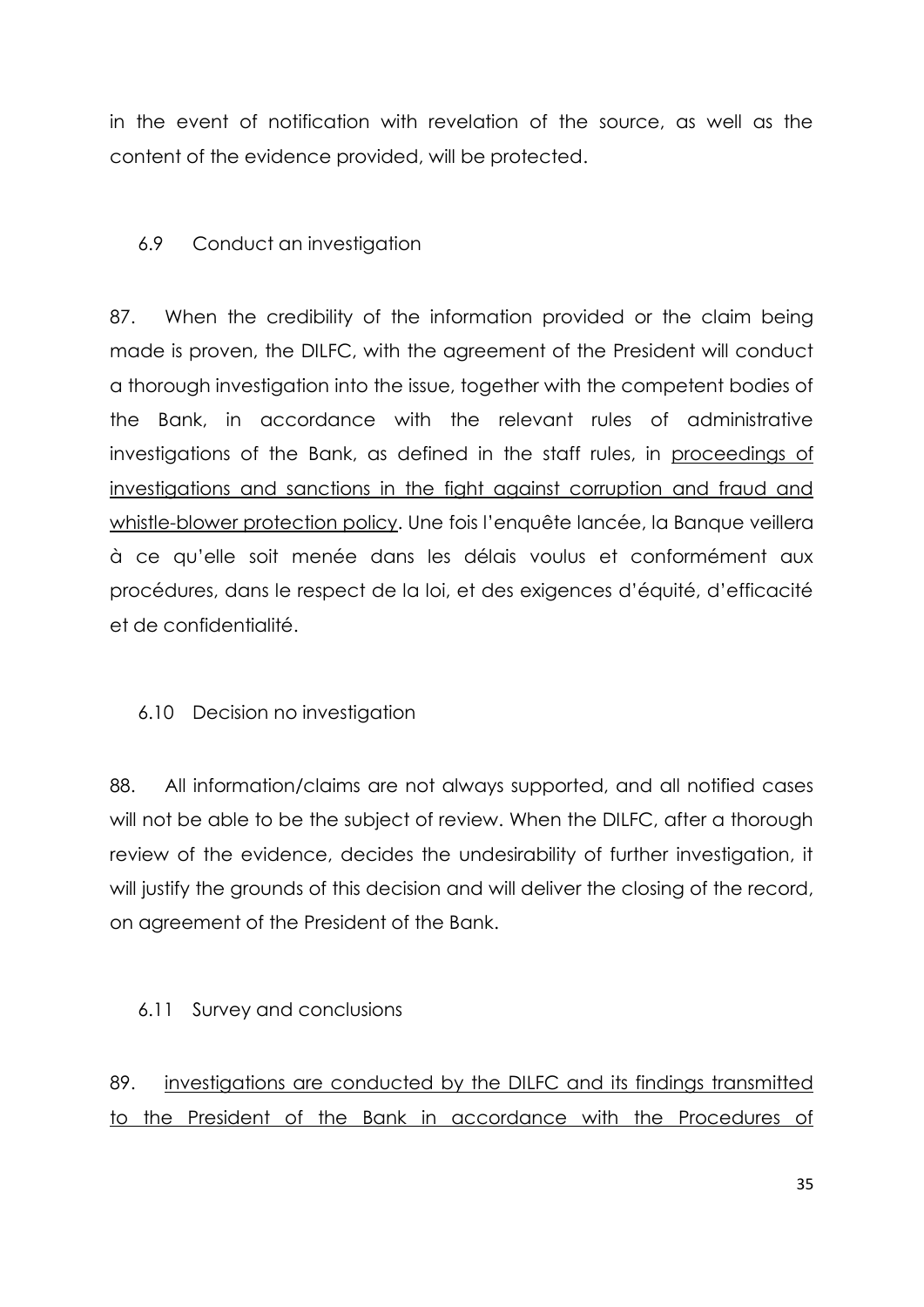in the event of notification with revelation of the source, as well as the content of the evidence provided, will be protected.

### 6.9 Conduct an investigation

87. When the credibility of the information provided or the claim being made is proven, the DILFC, with the agreement of the President will conduct a thorough investigation into the issue, together with the competent bodies of the Bank, in accordance with the relevant rules of administrative investigations of the Bank, as defined in the staff rules, in <u>proceedings of investigations and sanctions in the fight against corruption and fraud and whistle-blower protection policy</u>. Une fois l'enquête lancée, la Banque veillera à ce qu'elle soit menée dans les délais voulus et conformément aux procédures, dans le respect de la loi, et des exigences d'équité, d'efficacité et de confidentialité.

### 6.10 Decision no investigation

88. All information/claims are not always supported, and all notified cases will not be able to be the subject of review. When the DILFC, after a thorough review of the evidence, decides the undesirability of further investigation, it will justify the grounds of this decision and will deliver the closing of the record, on agreement of the President of the Bank.

### 6.11 Survey and conclusions

89. <u>investigations are conducted by the DILFC and its findings transmitted to the President of the Bank in accordance with the Procedures of</u>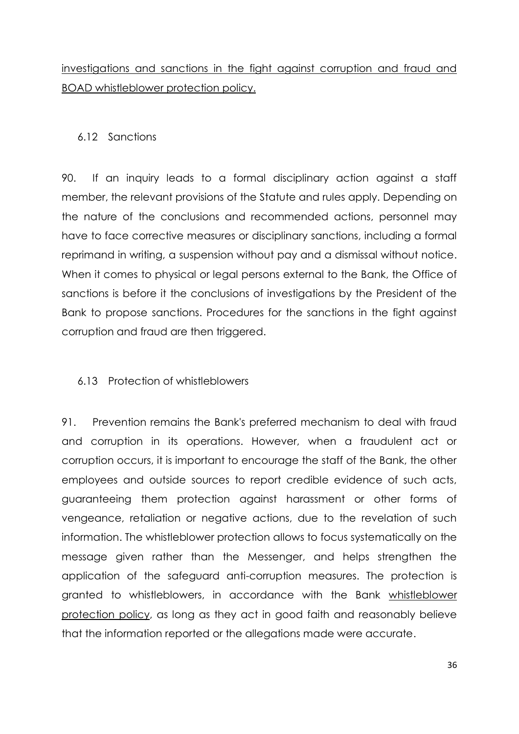investigations and sanctions in the fight against corruption and fraud and BOAD whistleblower protection policy.

### 6.12 Sanctions

90. If an inquiry leads to a formal disciplinary action against a staff member, the relevant provisions of the Statute and rules apply. Depending on the nature of the conclusions and recommended actions, personnel may have to face corrective measures or disciplinary sanctions, including a formal reprimand in writing, a suspension without pay and a dismissal without notice. When it comes to physical or legal persons external to the Bank, the Office of sanctions is before it the conclusions of investigations by the President of the Bank to propose sanctions. Procedures for the sanctions in the fight against corruption and fraud are then triggered.

### 6.13 Protection of whistleblowers

91. Prevention remains the Bank's preferred mechanism to deal with fraud and corruption in its operations. However, when a fraudulent act or corruption occurs, it is important to encourage the staff of the Bank, the other employees and outside sources to report credible evidence of such acts, guaranteeing them protection against harassment or other forms of vengeance, retaliation or negative actions, due to the revelation of such information. The whistleblower protection allows to focus systematically on the message given rather than the Messenger, and helps strengthen the application of the safeguard anti-corruption measures. The protection is granted to whistleblowers, in accordance with the Bank whistleblower protection policy, as long as they act in good faith and reasonably believe that the information reported or the allegations made were accurate.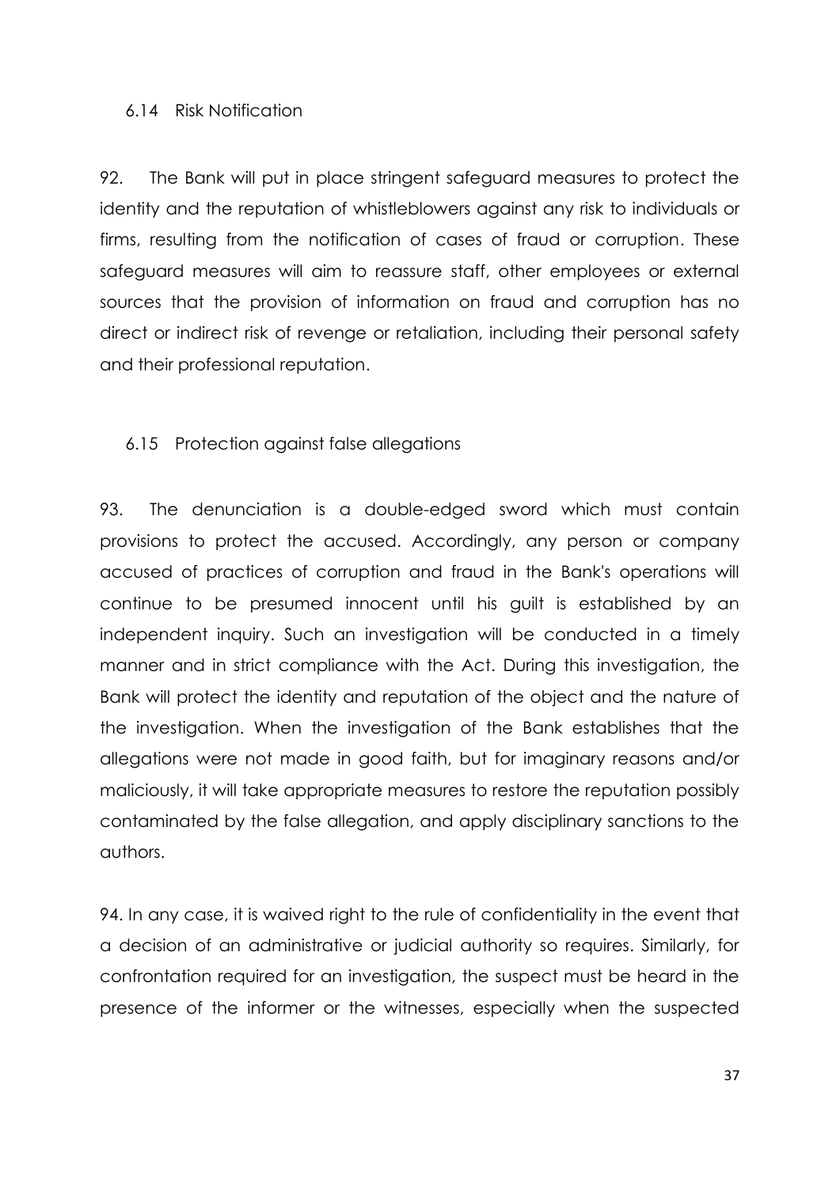### 6.14 Risk Notification

92. The Bank will put in place stringent safeguard measures to protect the identity and the reputation of whistleblowers against any risk to individuals or firms, resulting from the notification of cases of fraud or corruption. These safeguard measures will aim to reassure staff, other employees or external sources that the provision of information on fraud and corruption has no direct or indirect risk of revenge or retaliation, including their personal safety and their professional reputation.

### 6.15 Protection against false allegations

93. The denunciation is a double-edged sword which must contain provisions to protect the accused. Accordingly, any person or company accused of practices of corruption and fraud in the Bank's operations will continue to be presumed innocent until his guilt is established by an independent inquiry. Such an investigation will be conducted in a timely manner and in strict compliance with the Act. During this investigation, the Bank will protect the identity and reputation of the object and the nature of the investigation. When the investigation of the Bank establishes that the allegations were not made in good faith, but for imaginary reasons and/or maliciously, it will take appropriate measures to restore the reputation possibly contaminated by the false allegation, and apply disciplinary sanctions to the authors.

94. In any case, it is waived right to the rule of confidentiality in the event that a decision of an administrative or judicial authority so requires. Similarly, for confrontation required for an investigation, the suspect must be heard in the presence of the informer or the witnesses, especially when the suspected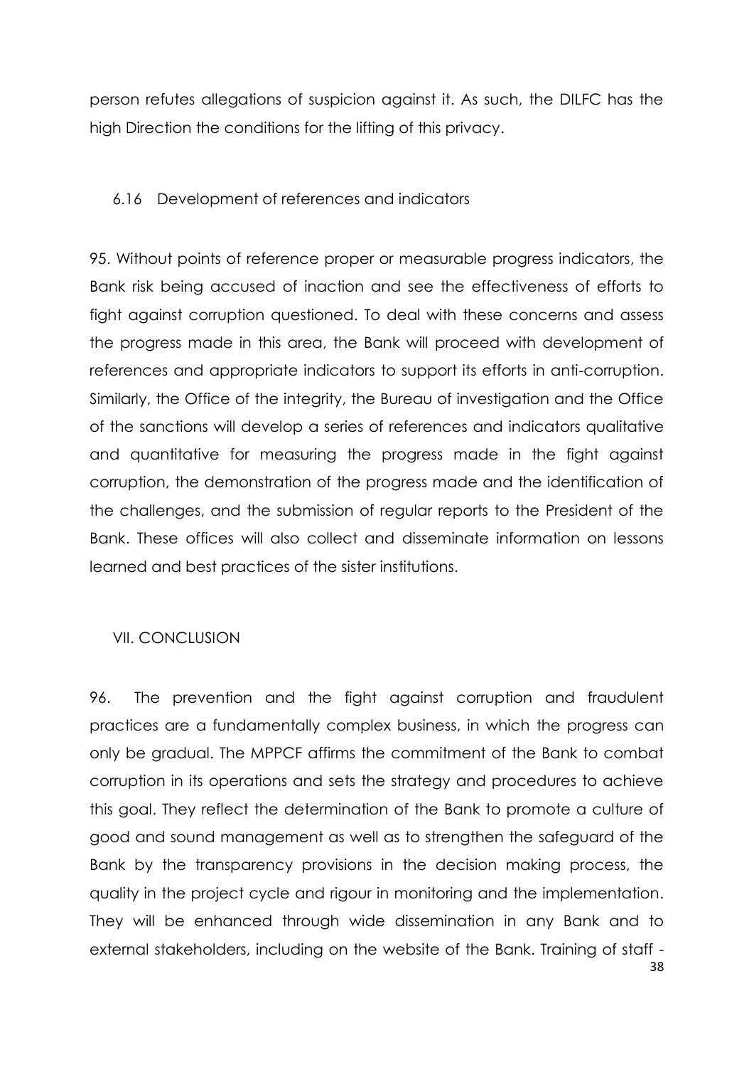person refutes allegations of suspicion against it. As such, the DILFC has the high Direction the conditions for the lifting of this privacy.

### 6.16 Development of references and indicators

95. Without points of reference proper or measurable progress indicators, the Bank risk being accused of inaction and see the effectiveness of efforts to fight against corruption questioned. To deal with these concerns and assess the progress made in this area, the Bank will proceed with development of references and appropriate indicators to support its efforts in anti-corruption. Similarly, the Office of the integrity, the Bureau of investigation and the Office of the sanctions will develop a series of references and indicators qualitative and quantitative for measuring the progress made in the fight against corruption, the demonstration of the progress made and the identification of the challenges, and the submission of regular reports to the President of the Bank. These offices will also collect and disseminate information on lessons learned and best practices of the sister institutions.

## VII. CONCLUSION

96. The prevention and the fight against corruption and fraudulent practices are a fundamentally complex business, in which the progress can only be gradual. The MPPCF affirms the commitment of the Bank to combat corruption in its operations and sets the strategy and procedures to achieve this goal. They reflect the determination of the Bank to promote a culture of good and sound management as well as to strengthen the safeguard of the Bank by the transparency provisions in the decision making process, the quality in the project cycle and rigour in monitoring and the implementation. They will be enhanced through wide dissemination in any Bank and to external stakeholders, including on the website of the Bank. Training of staff -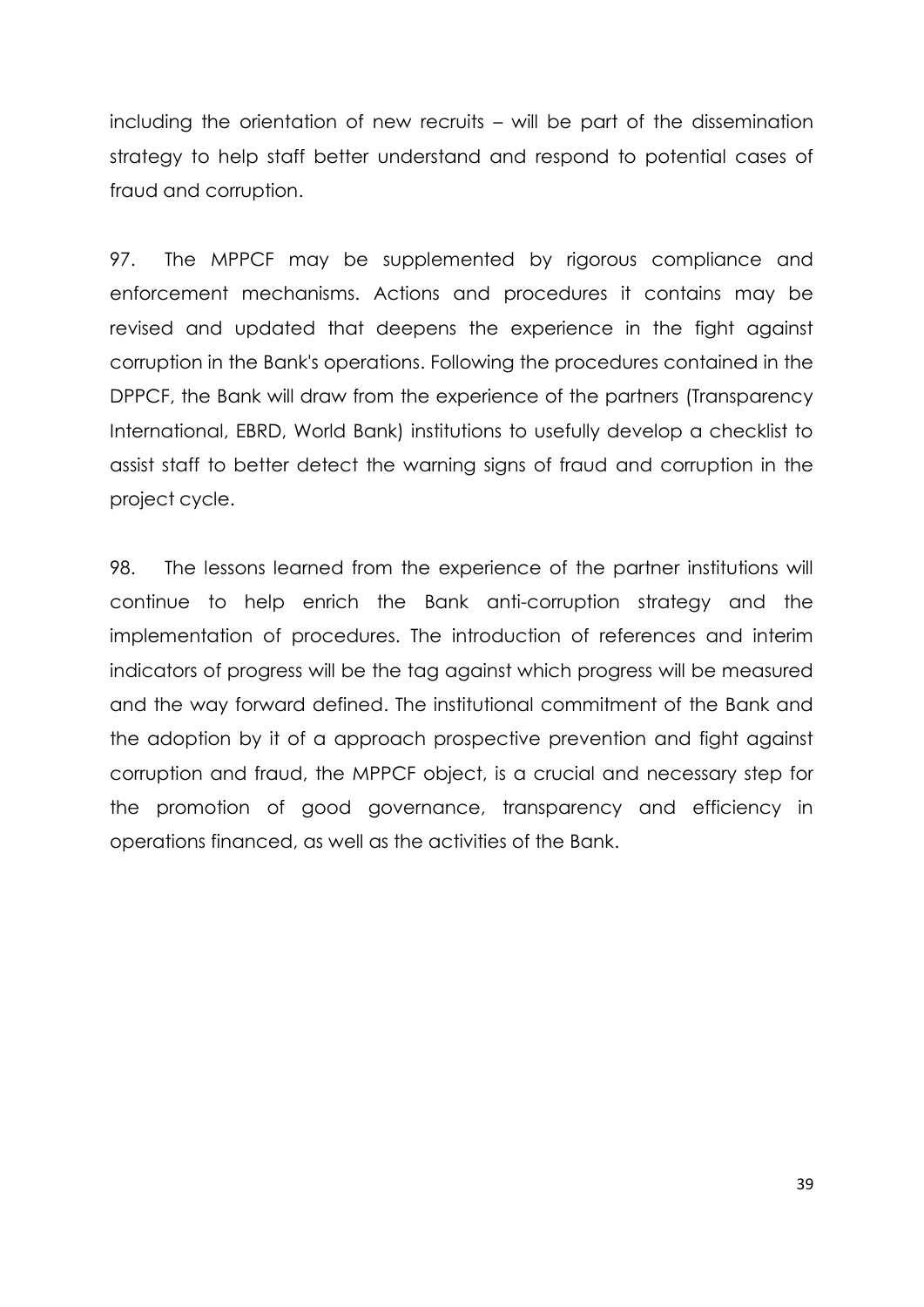including the orientation of new recruits – will be part of the dissemination strategy to help staff better understand and respond to potential cases of fraud and corruption.

97. The MPPCF may be supplemented by rigorous compliance and enforcement mechanisms. Actions and procedures it contains may be revised and updated that deepens the experience in the fight against corruption in the Bank's operations. Following the procedures contained in the DPPCF, the Bank will draw from the experience of the partners (Transparency International, EBRD, World Bank) institutions to usefully develop a checklist to assist staff to better detect the warning signs of fraud and corruption in the project cycle.

98. The lessons learned from the experience of the partner institutions will continue to help enrich the Bank anti-corruption strategy and the implementation of procedures. The introduction of references and interim indicators of progress will be the tag against which progress will be measured and the way forward defined. The institutional commitment of the Bank and the adoption by it of a approach prospective prevention and fight against corruption and fraud, the MPPCF object, is a crucial and necessary step for the promotion of good governance, transparency and efficiency in operations financed, as well as the activities of the Bank.